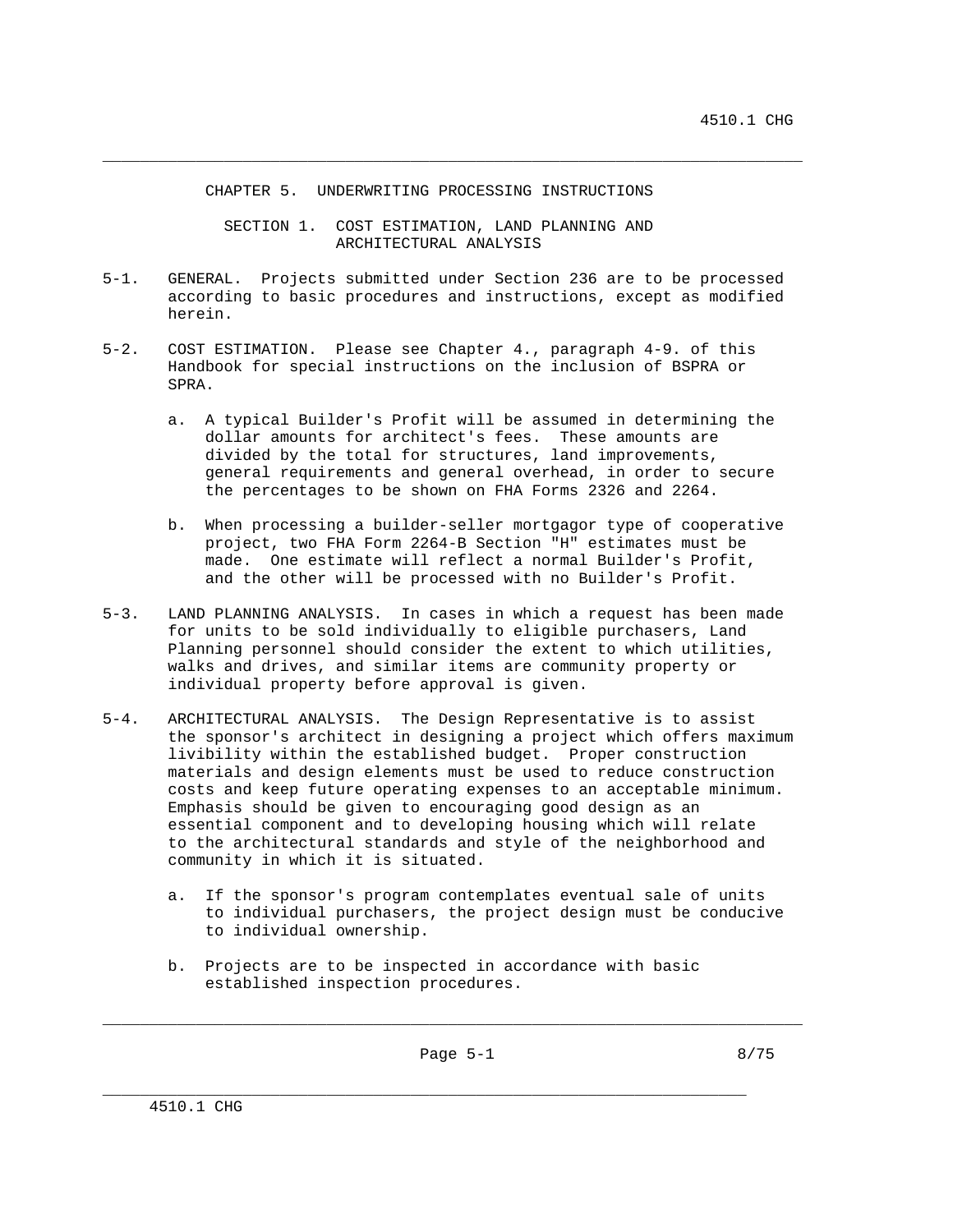# CHAPTER 5. UNDERWRITING PROCESSING INSTRUCTIONS

## SECTION 1. COST ESTIMATION, LAND PLANNING AND ARCHITECTURAL ANALYSIS

5-1. GENERAL. Projects submitted under Section 236 are to be processed according to basic procedures and instructions, except as modified herein.

5-2. COST ESTIMATION. Please see Chapter 4., paragraph 4-9. of this Handbook for special instructions on the inclusion of BSPRA or SPRA.

a. A typical Builder's Profit will be assumed in determining the dollar amounts for architect's fees. These amounts are divided by the total for structures, land improvements, general requirements and general overhead, in order to secure the percentages to be shown on FHA Forms 2326 and 2264.

b. When processing a builder-seller mortgagor type of cooperative project, two FHA Form 2264-B Section "H" estimates must be made. One estimate will reflect a normal Builder's Profit, and the other will be processed with no Builder's Profit.

5-3. LAND PLANNING ANALYSIS. In cases in which a request has been made for units to be sold individually to eligible purchasers, Land Planning personnel should consider the extent to which utilities, walks and drives, and similar items are community property or individual property before approval is given.

5-4. ARCHITECTURAL ANALYSIS. The Design Representative is to assist the sponsor's architect in designing a project which offers maximum livibility within the established budget. Proper construction materials and design elements must be used to reduce construction costs and keep future operating expenses to an acceptable minimum. Emphasis should be given to encouraging good design as an essential component and to developing housing which will relate to the architectural standards and style of the neighborhood and community in which it is situated.

a. If the sponsor's program contemplates eventual sale of units to individual purchasers, the project design must be conducive to individual ownership.

b. Projects are to be inspected in accordance with basic established inspection procedures.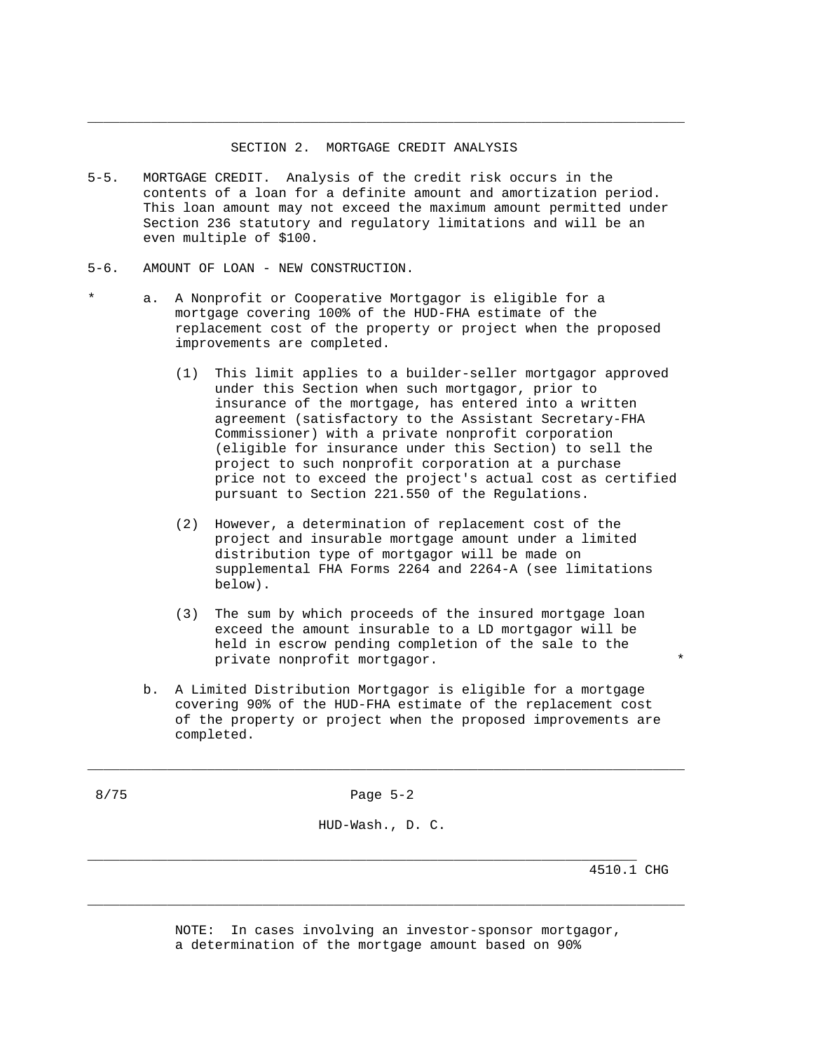## SECTION 2. MORTGAGE CREDIT ANALYSIS

5-5. MORTGAGE CREDIT. Analysis of the credit risk occurs in the contents of a loan for a definite amount and amortization period. This loan amount may not exceed the maximum amount permitted under Section 236 statutory and regulatory limitations and will be an even multiple of $100.

5-6. AMOUNT OF LOAN - NEW CONSTRUCTION.

\* a. A Nonprofit or Cooperative Mortgagor is eligible for a mortgage covering 100% of the HUD-FHA estimate of the replacement cost of the property or project when the proposed improvements are completed.

(1) This limit applies to a builder-seller mortgagor approved under this Section when such mortgagor, prior to insurance of the mortgage, has entered into a written agreement (satisfactory to the Assistant Secretary-FHA Commissioner) with a private nonprofit corporation (eligible for insurance under this Section) to sell the project to such nonprofit corporation at a purchase price not to exceed the project's actual cost as certified pursuant to Section 221.550 of the Regulations.

(2) However, a determination of replacement cost of the project and insurable mortgage amount under a limited distribution type of mortgagor will be made on supplemental FHA Forms 2264 and 2264-A (see limitations below).

(3) The sum by which proceeds of the insured mortgage loan exceed the amount insurable to a LD mortgagor will be held in escrow pending completion of the sale to the private nonprofit mortgagor. \*

b. A Limited Distribution Mortgagor is eligible for a mortgage covering 90% of the HUD-FHA estimate of the replacement cost of the property or project when the proposed improvements are completed.

NOTE: In cases involving an investor-sponsor mortgagor, a determination of the mortgage amount based on 90%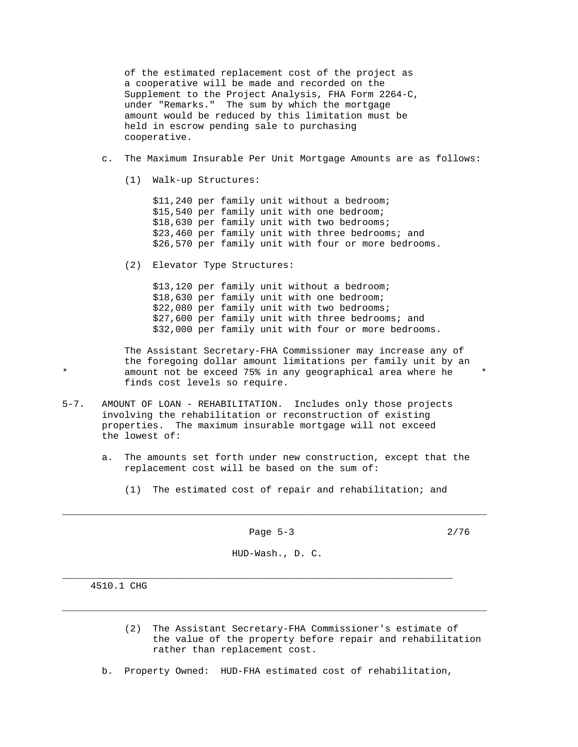of the estimated replacement cost of the project as a cooperative will be made and recorded on the Supplement to the Project Analysis, FHA Form 2264-C, under "Remarks." The sum by which the mortgage amount would be reduced by this limitation must be held in escrow pending sale to purchasing cooperative.

c. The Maximum Insurable Per Unit Mortgage Amounts are as follows:

(1) Walk-up Structures:

$11,240 per family unit without a bedroom;
$15,540 per family unit with one bedroom;
$18,630 per family unit with two bedrooms;
$23,460 per family unit with three bedrooms; and
$26,570 per family unit with four or more bedrooms.

(2) Elevator Type Structures:

$13,120 per family unit without a bedroom;
$18,630 per family unit with one bedroom;
$22,080 per family unit with two bedrooms;
$27,600 per family unit with three bedrooms; and
$32,000 per family unit with four or more bedrooms.

The Assistant Secretary-FHA Commissioner may increase any of the foregoing dollar amount limitations per family unit by an
\* amount not be exceed 75% in any geographical area where he \*
finds cost levels so require.

5-7. AMOUNT OF LOAN - REHABILITATION. Includes only those projects involving the rehabilitation or reconstruction of existing properties. The maximum insurable mortgage will not exceed the lowest of:

a. The amounts set forth under new construction, except that the replacement cost will be based on the sum of:

(1) The estimated cost of repair and rehabilitation; and

(2) The Assistant Secretary-FHA Commissioner's estimate of the value of the property before repair and rehabilitation rather than replacement cost.

b. Property Owned: HUD-FHA estimated cost of rehabilitation,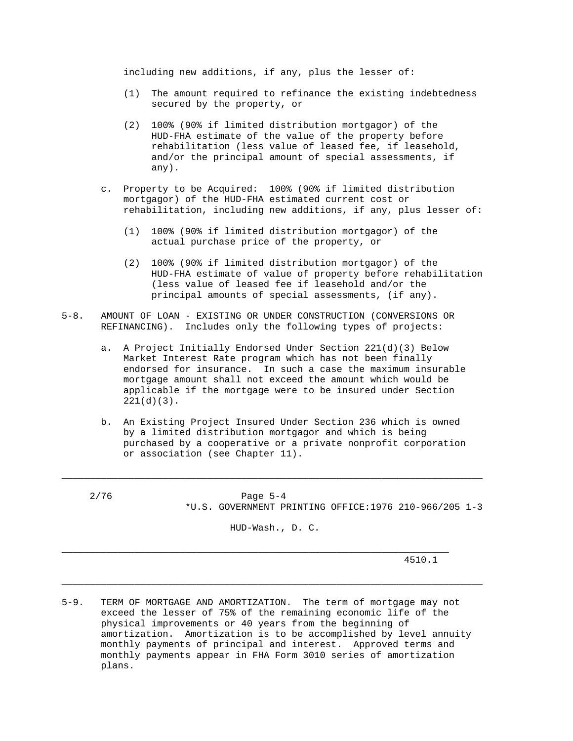including new additions, if any, plus the lesser of:

(1) The amount required to refinance the existing indebtedness secured by the property, or

(2) 100% (90% if limited distribution mortgagor) of the HUD-FHA estimate of the value of the property before rehabilitation (less value of leased fee, if leasehold, and/or the principal amount of special assessments, if any).

c. Property to be Acquired: 100% (90% if limited distribution mortgagor) of the HUD-FHA estimated current cost or rehabilitation, including new additions, if any, plus lesser of:

(1) 100% (90% if limited distribution mortgagor) of the actual purchase price of the property, or

(2) 100% (90% if limited distribution mortgagor) of the HUD-FHA estimate of value of property before rehabilitation (less value of leased fee if leasehold and/or the principal amounts of special assessments, (if any).

5-8. AMOUNT OF LOAN - EXISTING OR UNDER CONSTRUCTION (CONVERSIONS OR REFINANCING). Includes only the following types of projects:

a. A Project Initially Endorsed Under Section 221(d)(3) Below Market Interest Rate program which has not been finally endorsed for insurance. In such a case the maximum insurable mortgage amount shall not exceed the amount which would be applicable if the mortgage were to be insured under Section 221(d)(3).

b. An Existing Project Insured Under Section 236 which is owned by a limited distribution mortgagor and which is being purchased by a cooperative or a private nonprofit corporation or association (see Chapter 11).

5-9. TERM OF MORTGAGE AND AMORTIZATION. The term of mortgage may not exceed the lesser of 75% of the remaining economic life of the physical improvements or 40 years from the beginning of amortization. Amortization is to be accomplished by level annuity monthly payments of principal and interest. Approved terms and monthly payments appear in FHA Form 3010 series of amortization plans.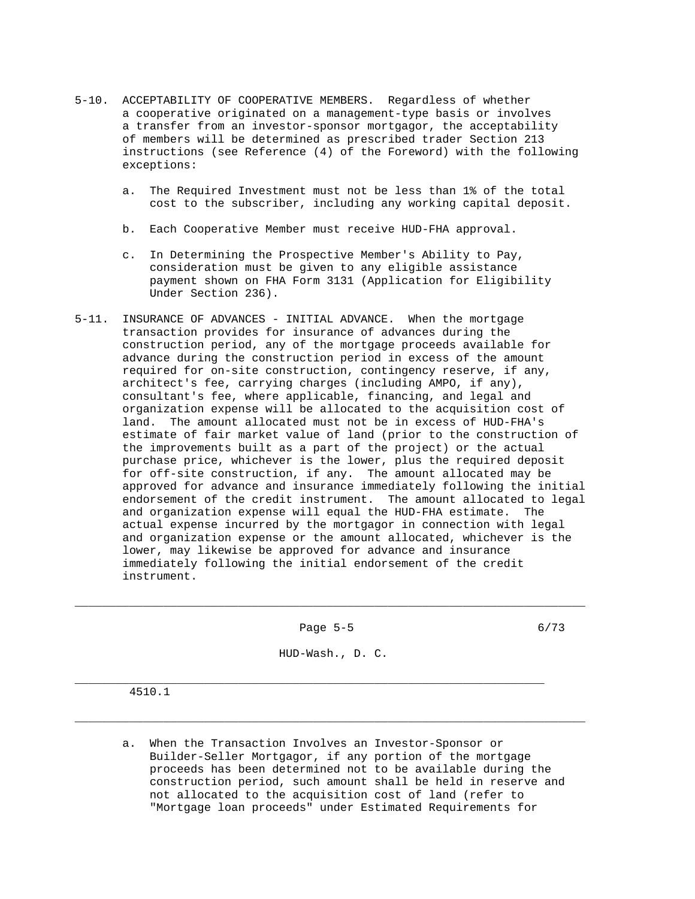5-10. ACCEPTABILITY OF COOPERATIVE MEMBERS. Regardless of whether a cooperative originated on a management-type basis or involves a transfer from an investor-sponsor mortgagor, the acceptability of members will be determined as prescribed trader Section 213 instructions (see Reference (4) of the Foreword) with the following exceptions:

a. The Required Investment must not be less than 1% of the total cost to the subscriber, including any working capital deposit.

b. Each Cooperative Member must receive HUD-FHA approval.

c. In Determining the Prospective Member's Ability to Pay, consideration must be given to any eligible assistance payment shown on FHA Form 3131 (Application for Eligibility Under Section 236).

5-11. INSURANCE OF ADVANCES - INITIAL ADVANCE. When the mortgage transaction provides for insurance of advances during the construction period, any of the mortgage proceeds available for advance during the construction period in excess of the amount required for on-site construction, contingency reserve, if any, architect's fee, carrying charges (including AMPO, if any), consultant's fee, where applicable, financing, and legal and organization expense will be allocated to the acquisition cost of land. The amount allocated must not be in excess of HUD-FHA's estimate of fair market value of land (prior to the construction of the improvements built as a part of the project) or the actual purchase price, whichever is the lower, plus the required deposit for off-site construction, if any. The amount allocated may be approved for advance and insurance immediately following the initial endorsement of the credit instrument. The amount allocated to legal and organization expense will equal the HUD-FHA estimate. The actual expense incurred by the mortgagor in connection with legal and organization expense or the amount allocated, whichever is the lower, may likewise be approved for advance and insurance immediately following the initial endorsement of the credit instrument.

a. When the Transaction Involves an Investor-Sponsor or Builder-Seller Mortgagor, if any portion of the mortgage proceeds has been determined not to be available during the construction period, such amount shall be held in reserve and not allocated to the acquisition cost of land (refer to "Mortgage loan proceeds" under Estimated Requirements for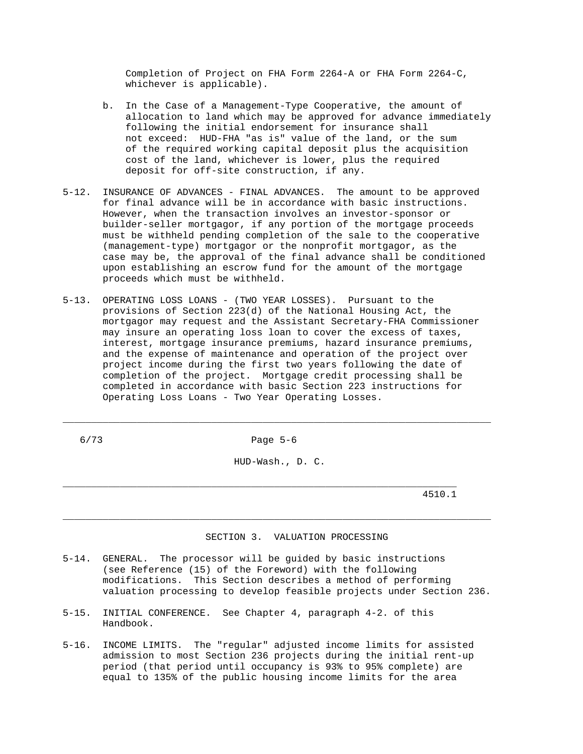Completion of Project on FHA Form 2264-A or FHA Form 2264-C, whichever is applicable).

b. In the Case of a Management-Type Cooperative, the amount of allocation to land which may be approved for advance immediately following the initial endorsement for insurance shall not exceed: HUD-FHA "as is" value of the land, or the sum of the required working capital deposit plus the acquisition cost of the land, whichever is lower, plus the required deposit for off-site construction, if any.

5-12. INSURANCE OF ADVANCES - FINAL ADVANCES. The amount to be approved for final advance will be in accordance with basic instructions. However, when the transaction involves an investor-sponsor or builder-seller mortgagor, if any portion of the mortgage proceeds must be withheld pending completion of the sale to the cooperative (management-type) mortgagor or the nonprofit mortgagor, as the case may be, the approval of the final advance shall be conditioned upon establishing an escrow fund for the amount of the mortgage proceeds which must be withheld.

5-13. OPERATING LOSS LOANS - (TWO YEAR LOSSES). Pursuant to the provisions of Section 223(d) of the National Housing Act, the mortgagor may request and the Assistant Secretary-FHA Commissioner may insure an operating loss loan to cover the excess of taxes, interest, mortgage insurance premiums, hazard insurance premiums, and the expense of maintenance and operation of the project over project income during the first two years following the date of completion of the project. Mortgage credit processing shall be completed in accordance with basic Section 223 instructions for Operating Loss Loans - Two Year Operating Losses.

## SECTION 3. VALUATION PROCESSING

5-14. GENERAL. The processor will be guided by basic instructions (see Reference (15) of the Foreword) with the following modifications. This Section describes a method of performing valuation processing to develop feasible projects under Section 236.

5-15. INITIAL CONFERENCE. See Chapter 4, paragraph 4-2. of this Handbook.

5-16. INCOME LIMITS. The "regular" adjusted income limits for assisted admission to most Section 236 projects during the initial rent-up period (that period until occupancy is 93% to 95% complete) are equal to 135% of the public housing income limits for the area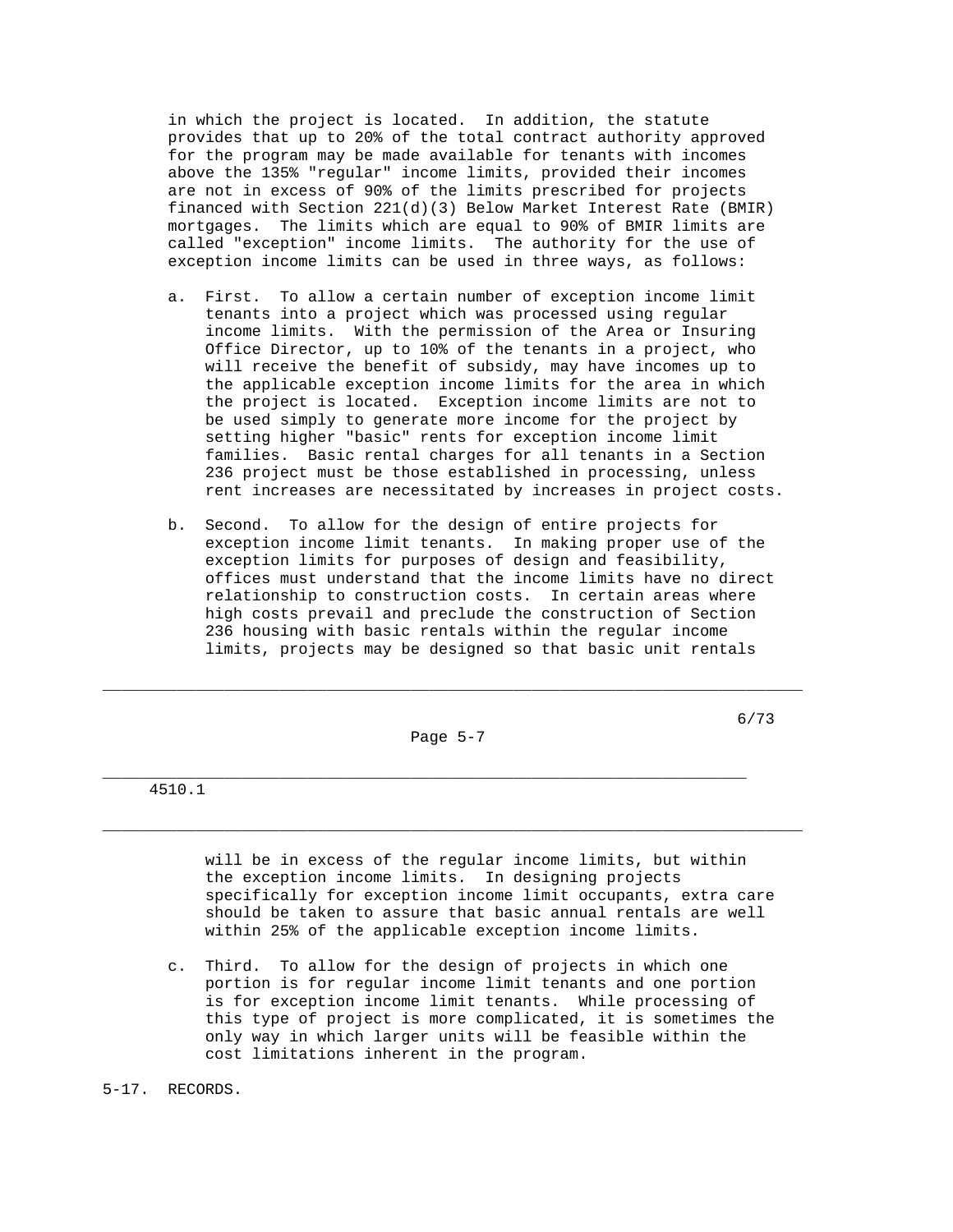in which the project is located. In addition, the statute provides that up to 20% of the total contract authority approved for the program may be made available for tenants with incomes above the 135% "regular" income limits, provided their incomes are not in excess of 90% of the limits prescribed for projects financed with Section 221(d)(3) Below Market Interest Rate (BMIR) mortgages. The limits which are equal to 90% of BMIR limits are called "exception" income limits. The authority for the use of exception income limits can be used in three ways, as follows:

a. First. To allow a certain number of exception income limit tenants into a project which was processed using regular income limits. With the permission of the Area or Insuring Office Director, up to 10% of the tenants in a project, who will receive the benefit of subsidy, may have incomes up to the applicable exception income limits for the area in which the project is located. Exception income limits are not to be used simply to generate more income for the project by setting higher "basic" rents for exception income limit families. Basic rental charges for all tenants in a Section 236 project must be those established in processing, unless rent increases are necessitated by increases in project costs.

b. Second. To allow for the design of entire projects for exception income limit tenants. In making proper use of the exception limits for purposes of design and feasibility, offices must understand that the income limits have no direct relationship to construction costs. In certain areas where high costs prevail and preclude the construction of Section 236 housing with basic rentals within the regular income limits, projects may be designed so that basic unit rentals will be in excess of the regular income limits, but within the exception income limits. In designing projects specifically for exception income limit occupants, extra care should be taken to assure that basic annual rentals are well within 25% of the applicable exception income limits.

c. Third. To allow for the design of projects in which one portion is for regular income limit tenants and one portion is for exception income limit tenants. While processing of this type of project is more complicated, it is sometimes the only way in which larger units will be feasible within the cost limitations inherent in the program.

5-17. RECORDS.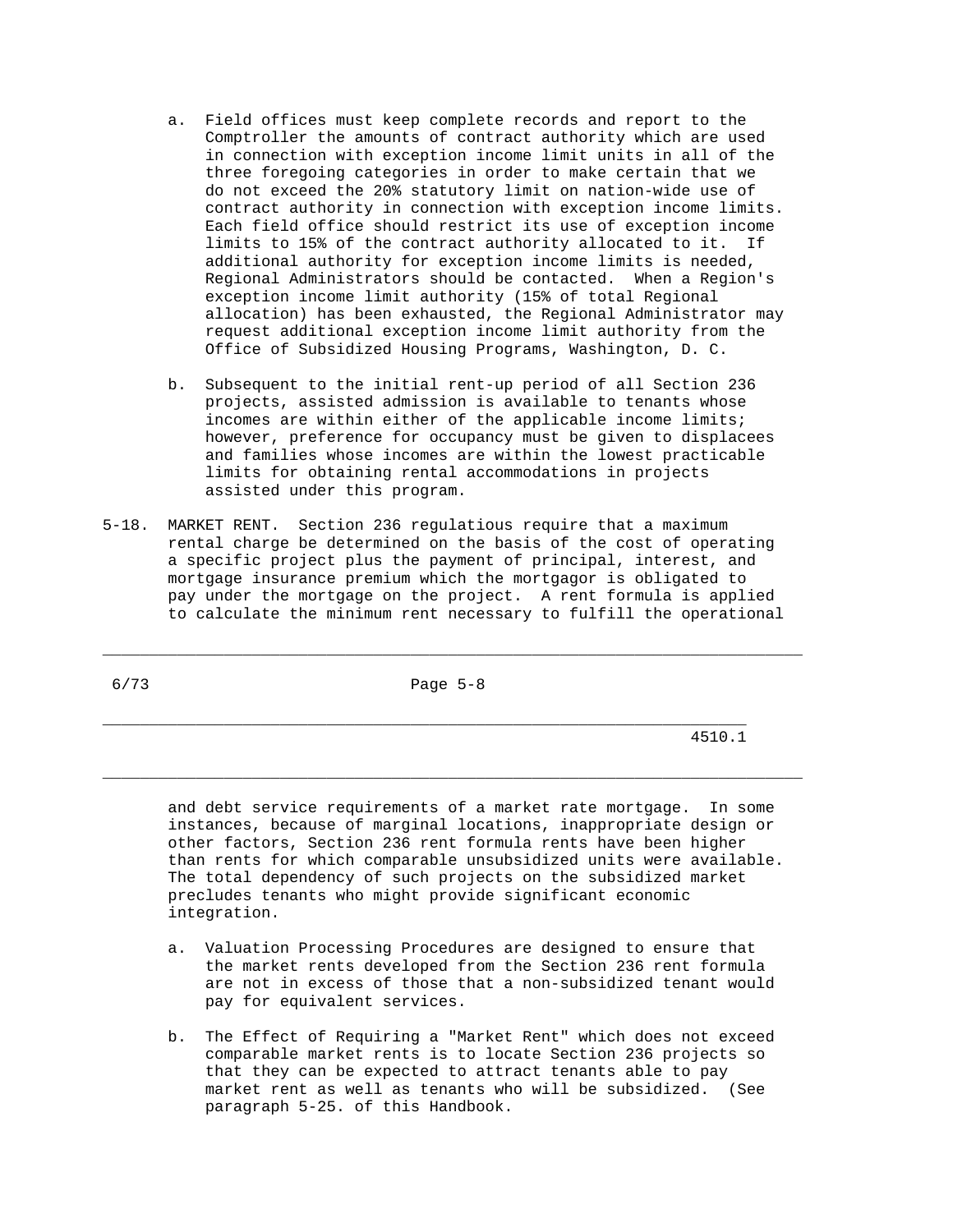a. Field offices must keep complete records and report to the Comptroller the amounts of contract authority which are used in connection with exception income limit units in all of the three foregoing categories in order to make certain that we do not exceed the 20% statutory limit on nation-wide use of contract authority in connection with exception income limits. Each field office should restrict its use of exception income limits to 15% of the contract authority allocated to it. If additional authority for exception income limits is needed, Regional Administrators should be contacted. When a Region's exception income limit authority (15% of total Regional allocation) has been exhausted, the Regional Administrator may request additional exception income limit authority from the Office of Subsidized Housing Programs, Washington, D. C.

b. Subsequent to the initial rent-up period of all Section 236 projects, assisted admission is available to tenants whose incomes are within either of the applicable income limits; however, preference for occupancy must be given to displacees and families whose incomes are within the lowest practicable limits for obtaining rental accommodations in projects assisted under this program.

5-18. MARKET RENT. Section 236 regulatious require that a maximum rental charge be determined on the basis of the cost of operating a specific project plus the payment of principal, interest, and mortgage insurance premium which the mortgagor is obligated to pay under the mortgage on the project. A rent formula is applied to calculate the minimum rent necessary to fulfill the operational and debt service requirements of a market rate mortgage. In some instances, because of marginal locations, inappropriate design or other factors, Section 236 rent formula rents have been higher than rents for which comparable unsubsidized units were available. The total dependency of such projects on the subsidized market precludes tenants who might provide significant economic integration.

a. Valuation Processing Procedures are designed to ensure that the market rents developed from the Section 236 rent formula are not in excess of those that a non-subsidized tenant would pay for equivalent services.

b. The Effect of Requiring a "Market Rent" which does not exceed comparable market rents is to locate Section 236 projects so that they can be expected to attract tenants able to pay market rent as well as tenants who will be subsidized. (See paragraph 5-25. of this Handbook.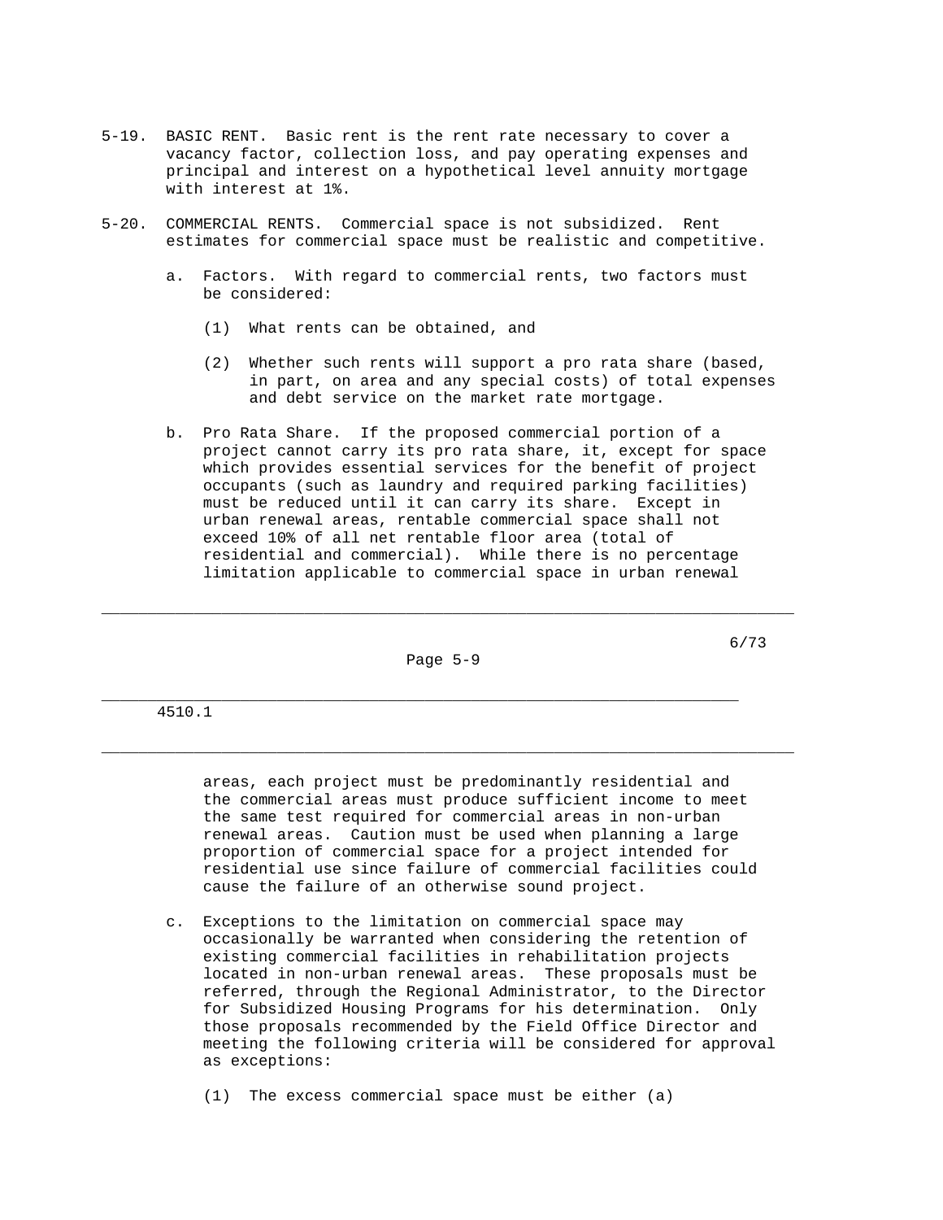5-19. BASIC RENT. Basic rent is the rent rate necessary to cover a vacancy factor, collection loss, and pay operating expenses and principal and interest on a hypothetical level annuity mortgage with interest at 1%.

5-20. COMMERCIAL RENTS. Commercial space is not subsidized. Rent estimates for commercial space must be realistic and competitive.

a. Factors. With regard to commercial rents, two factors must be considered:

(1) What rents can be obtained, and

(2) Whether such rents will support a pro rata share (based, in part, on area and any special costs) of total expenses and debt service on the market rate mortgage.

b. Pro Rata Share. If the proposed commercial portion of a project cannot carry its pro rata share, it, except for space which provides essential services for the benefit of project occupants (such as laundry and required parking facilities) must be reduced until it can carry its share. Except in urban renewal areas, rentable commercial space shall not exceed 10% of all net rentable floor area (total of residential and commercial). While there is no percentage limitation applicable to commercial space in urban renewal areas, each project must be predominantly residential and the commercial areas must produce sufficient income to meet the same test required for commercial areas in non-urban renewal areas. Caution must be used when planning a large proportion of commercial space for a project intended for residential use since failure of commercial facilities could cause the failure of an otherwise sound project.

c. Exceptions to the limitation on commercial space may occasionally be warranted when considering the retention of existing commercial facilities in rehabilitation projects located in non-urban renewal areas. These proposals must be referred, through the Regional Administrator, to the Director for Subsidized Housing Programs for his determination. Only those proposals recommended by the Field Office Director and meeting the following criteria will be considered for approval as exceptions:

(1) The excess commercial space must be either (a)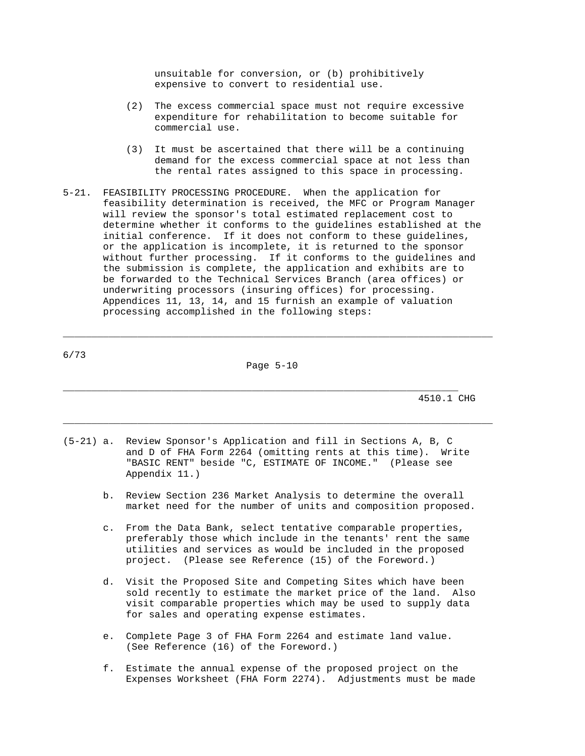unsuitable for conversion, or (b) prohibitively expensive to convert to residential use.

(2) The excess commercial space must not require excessive expenditure for rehabilitation to become suitable for commercial use.

(3) It must be ascertained that there will be a continuing demand for the excess commercial space at not less than the rental rates assigned to this space in processing.

5-21. FEASIBILITY PROCESSING PROCEDURE. When the application for feasibility determination is received, the MFC or Program Manager will review the sponsor's total estimated replacement cost to determine whether it conforms to the guidelines established at the initial conference. If it does not conform to these guidelines, or the application is incomplete, it is returned to the sponsor without further processing. If it conforms to the guidelines and the submission is complete, the application and exhibits are to be forwarded to the Technical Services Branch (area offices) or underwriting processors (insuring offices) for processing. Appendices 11, 13, 14, and 15 furnish an example of valuation processing accomplished in the following steps:

(5-21) a. Review Sponsor's Application and fill in Sections A, B, C and D of FHA Form 2264 (omitting rents at this time). Write "BASIC RENT" beside "C, ESTIMATE OF INCOME." (Please see Appendix 11.)

b. Review Section 236 Market Analysis to determine the overall market need for the number of units and composition proposed.

c. From the Data Bank, select tentative comparable properties, preferably those which include in the tenants' rent the same utilities and services as would be included in the proposed project. (Please see Reference (15) of the Foreword.)

d. Visit the Proposed Site and Competing Sites which have been sold recently to estimate the market price of the land. Also visit comparable properties which may be used to supply data for sales and operating expense estimates.

e. Complete Page 3 of FHA Form 2264 and estimate land value. (See Reference (16) of the Foreword.)

f. Estimate the annual expense of the proposed project on the Expenses Worksheet (FHA Form 2274). Adjustments must be made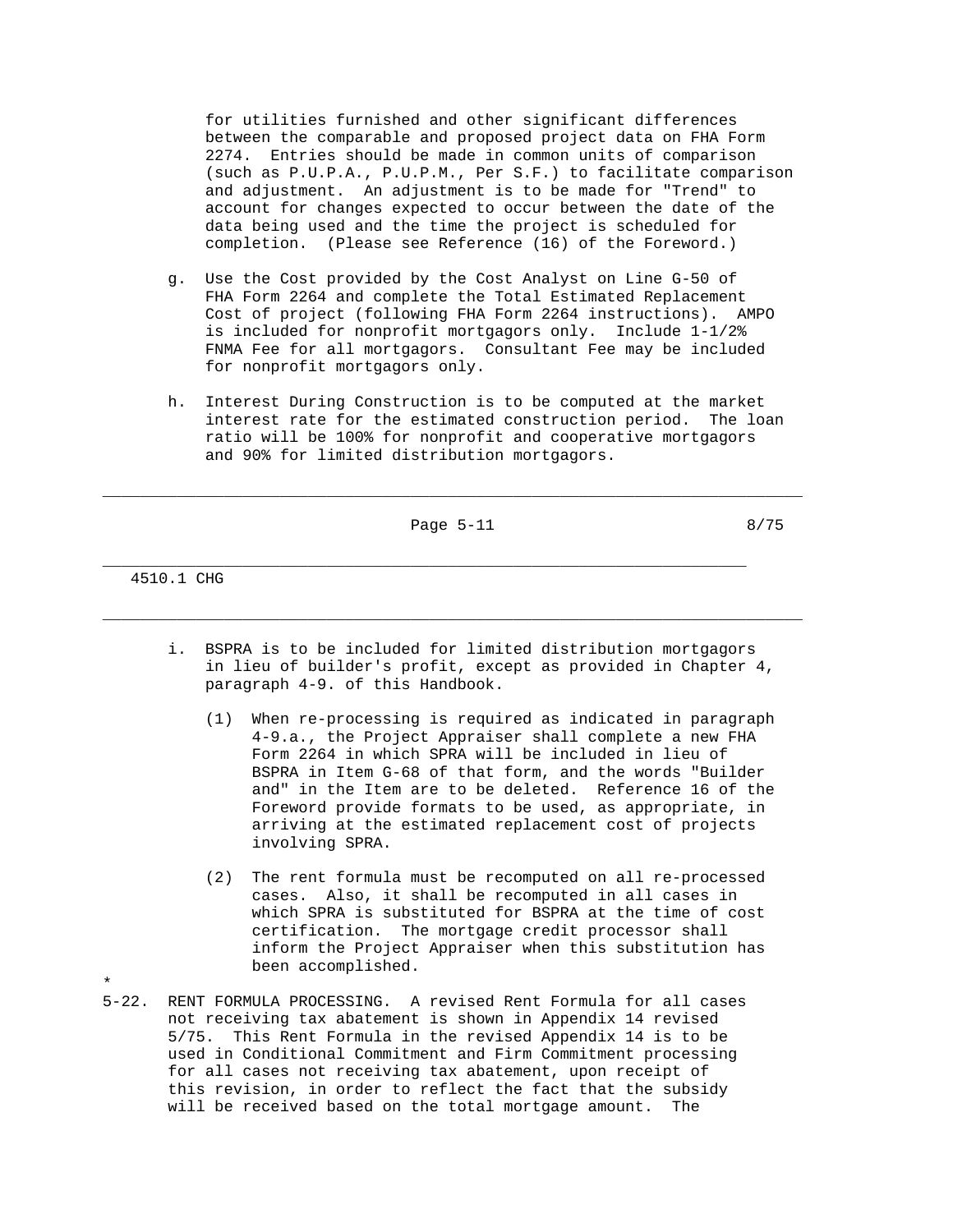for utilities furnished and other significant differences between the comparable and proposed project data on FHA Form 2274. Entries should be made in common units of comparison (such as P.U.P.A., P.U.P.M., Per S.F.) to facilitate comparison and adjustment. An adjustment is to be made for "Trend" to account for changes expected to occur between the date of the data being used and the time the project is scheduled for completion. (Please see Reference (16) of the Foreword.)

g. Use the Cost provided by the Cost Analyst on Line G-50 of FHA Form 2264 and complete the Total Estimated Replacement Cost of project (following FHA Form 2264 instructions). AMPO is included for nonprofit mortgagors only. Include 1-1/2% FNMA Fee for all mortgagors. Consultant Fee may be included for nonprofit mortgagors only.

h. Interest During Construction is to be computed at the market interest rate for the estimated construction period. The loan ratio will be 100% for nonprofit and cooperative mortgagors and 90% for limited distribution mortgagors.

i. BSPRA is to be included for limited distribution mortgagors in lieu of builder's profit, except as provided in Chapter 4, paragraph 4-9. of this Handbook.

   (1) When re-processing is required as indicated in paragraph 4-9.a., the Project Appraiser shall complete a new FHA Form 2264 in which SPRA will be included in lieu of BSPRA in Item G-68 of that form, and the words "Builder and" in the Item are to be deleted. Reference 16 of the Foreword provide formats to be used, as appropriate, in arriving at the estimated replacement cost of projects involving SPRA.

   (2) The rent formula must be recomputed on all re-processed cases. Also, it shall be recomputed in all cases in which SPRA is substituted for BSPRA at the time of cost certification. The mortgage credit processor shall inform the Project Appraiser when this substitution has been accomplished.

*

5-22. RENT FORMULA PROCESSING. A revised Rent Formula for all cases not receiving tax abatement is shown in Appendix 14 revised 5/75. This Rent Formula in the revised Appendix 14 is to be used in Conditional Commitment and Firm Commitment processing for all cases not receiving tax abatement, upon receipt of this revision, in order to reflect the fact that the subsidy will be received based on the total mortgage amount. The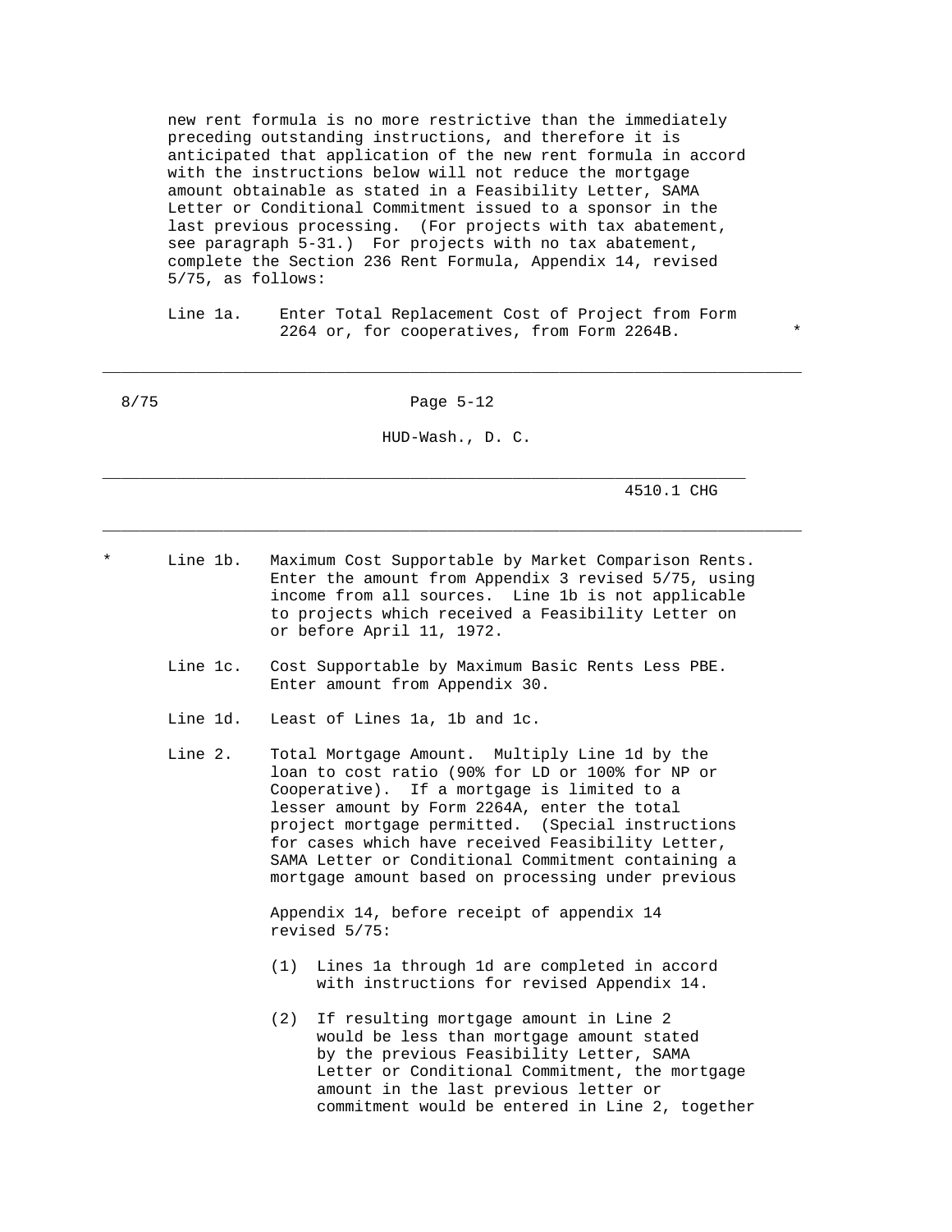new rent formula is no more restrictive than the immediately preceding outstanding instructions, and therefore it is anticipated that application of the new rent formula in accord with the instructions below will not reduce the mortgage amount obtainable as stated in a Feasibility Letter, SAMA Letter or Conditional Commitment issued to a sponsor in the last previous processing. (For projects with tax abatement, see paragraph 5-31.) For projects with no tax abatement, complete the Section 236 Rent Formula, Appendix 14, revised 5/75, as follows:

Line 1a. Enter Total Replacement Cost of Project from Form 2264 or, for cooperatives, from Form 2264B. *

\* Line 1b. Maximum Cost Supportable by Market Comparison Rents. Enter the amount from Appendix 3 revised 5/75, using income from all sources. Line 1b is not applicable to projects which received a Feasibility Letter on or before April 11, 1972.

Line 1c. Cost Supportable by Maximum Basic Rents Less PBE. Enter amount from Appendix 30.

Line 1d. Least of Lines 1a, 1b and 1c.

Line 2. Total Mortgage Amount. Multiply Line 1d by the loan to cost ratio (90% for LD or 100% for NP or Cooperative). If a mortgage is limited to a lesser amount by Form 2264A, enter the total project mortgage permitted. (Special instructions for cases which have received Feasibility Letter, SAMA Letter or Conditional Commitment containing a mortgage amount based on processing under previous Appendix 14, before receipt of appendix 14 revised 5/75:

(1) Lines 1a through 1d are completed in accord with instructions for revised Appendix 14.

(2) If resulting mortgage amount in Line 2 would be less than mortgage amount stated by the previous Feasibility Letter, SAMA Letter or Conditional Commitment, the mortgage amount in the last previous letter or commitment would be entered in Line 2, together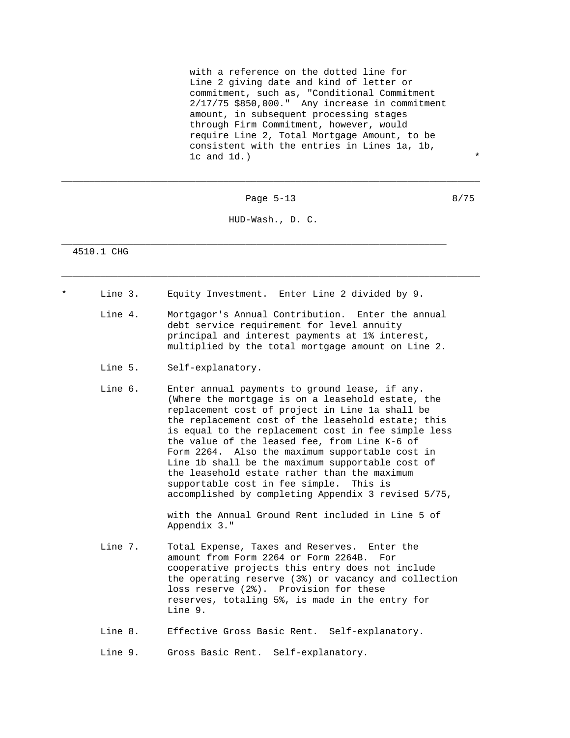with a reference on the dotted line for Line 2 giving date and kind of letter or commitment, such as, "Conditional Commitment 2/17/75 $850,000." Any increase in commitment amount, in subsequent processing stages through Firm Commitment, however, would require Line 2, Total Mortgage Amount, to be consistent with the entries in Lines 1a, 1b, 1c and 1d.) *

\* Line 3. Equity Investment. Enter Line 2 divided by 9.

Line 4. Mortgagor's Annual Contribution. Enter the annual debt service requirement for level annuity principal and interest payments at 1% interest, multiplied by the total mortgage amount on Line 2.

Line 5. Self-explanatory.

Line 6. Enter annual payments to ground lease, if any. (Where the mortgage is on a leasehold estate, the replacement cost of project in Line 1a shall be the replacement cost of the leasehold estate; this is equal to the replacement cost in fee simple less the value of the leased fee, from Line K-6 of Form 2264. Also the maximum supportable cost in Line 1b shall be the maximum supportable cost of the leasehold estate rather than the maximum supportable cost in fee simple. This is accomplished by completing Appendix 3 revised 5/75,

with the Annual Ground Rent included in Line 5 of Appendix 3."

Line 7. Total Expense, Taxes and Reserves. Enter the amount from Form 2264 or Form 2264B. For cooperative projects this entry does not include the operating reserve (3%) or vacancy and collection loss reserve (2%). Provision for these reserves, totaling 5%, is made in the entry for Line 9.

Line 8. Effective Gross Basic Rent. Self-explanatory.

Line 9. Gross Basic Rent. Self-explanatory.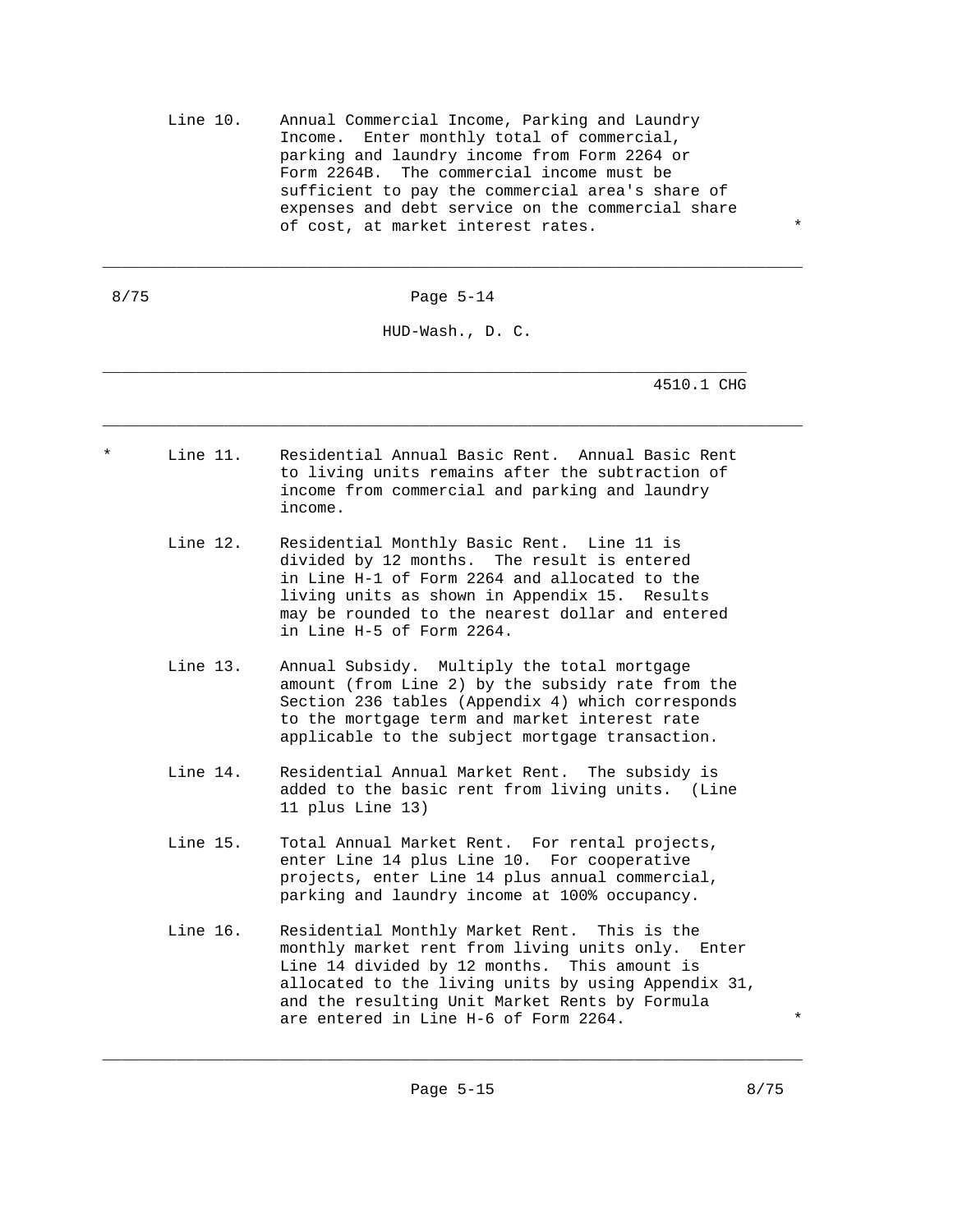Line 10. Annual Commercial Income, Parking and Laundry Income. Enter monthly total of commercial, parking and laundry income from Form 2264 or Form 2264B. The commercial income must be sufficient to pay the commercial area's share of expenses and debt service on the commercial share of cost, at market interest rates. *

\* Line 11. Residential Annual Basic Rent. Annual Basic Rent to living units remains after the subtraction of income from commercial and parking and laundry income.

Line 12. Residential Monthly Basic Rent. Line 11 is divided by 12 months. The result is entered in Line H-1 of Form 2264 and allocated to the living units as shown in Appendix 15. Results may be rounded to the nearest dollar and entered in Line H-5 of Form 2264.

Line 13. Annual Subsidy. Multiply the total mortgage amount (from Line 2) by the subsidy rate from the Section 236 tables (Appendix 4) which corresponds to the mortgage term and market interest rate applicable to the subject mortgage transaction.

Line 14. Residential Annual Market Rent. The subsidy is added to the basic rent from living units. (Line 11 plus Line 13)

Line 15. Total Annual Market Rent. For rental projects, enter Line 14 plus Line 10. For cooperative projects, enter Line 14 plus annual commercial, parking and laundry income at 100% occupancy.

Line 16. Residential Monthly Market Rent. This is the monthly market rent from living units only. Enter Line 14 divided by 12 months. This amount is allocated to the living units by using Appendix 31, and the resulting Unit Market Rents by Formula are entered in Line H-6 of Form 2264. *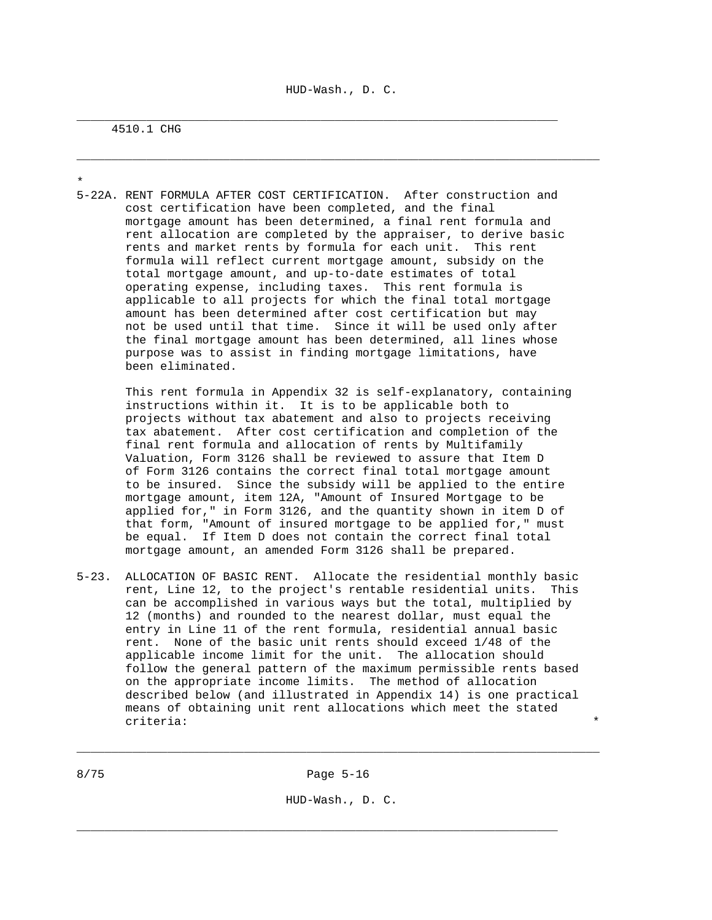4510.1 CHG

\*

5-22A. RENT FORMULA AFTER COST CERTIFICATION. After construction and cost certification have been completed, and the final mortgage amount has been determined, a final rent formula and rent allocation are completed by the appraiser, to derive basic rents and market rents by formula for each unit. This rent formula will reflect current mortgage amount, subsidy on the total mortgage amount, and up-to-date estimates of total operating expense, including taxes. This rent formula is applicable to all projects for which the final total mortgage amount has been determined after cost certification but may not be used until that time. Since it will be used only after the final mortgage amount has been determined, all lines whose purpose was to assist in finding mortgage limitations, have been eliminated.

This rent formula in Appendix 32 is self-explanatory, containing instructions within it. It is to be applicable both to projects without tax abatement and also to projects receiving tax abatement. After cost certification and completion of the final rent formula and allocation of rents by Multifamily Valuation, Form 3126 shall be reviewed to assure that Item D of Form 3126 contains the correct final total mortgage amount to be insured. Since the subsidy will be applied to the entire mortgage amount, item 12A, "Amount of Insured Mortgage to be applied for," in Form 3126, and the quantity shown in item D of that form, "Amount of insured mortgage to be applied for," must be equal. If Item D does not contain the correct final total mortgage amount, an amended Form 3126 shall be prepared.

5-23. ALLOCATION OF BASIC RENT. Allocate the residential monthly basic rent, Line 12, to the project's rentable residential units. This can be accomplished in various ways but the total, multiplied by 12 (months) and rounded to the nearest dollar, must equal the entry in Line 11 of the rent formula, residential annual basic rent. None of the basic unit rents should exceed 1/48 of the applicable income limit for the unit. The allocation should follow the general pattern of the maximum permissible rents based on the appropriate income limits. The method of allocation described below (and illustrated in Appendix 14) is one practical means of obtaining unit rent allocations which meet the stated criteria: \*

8/75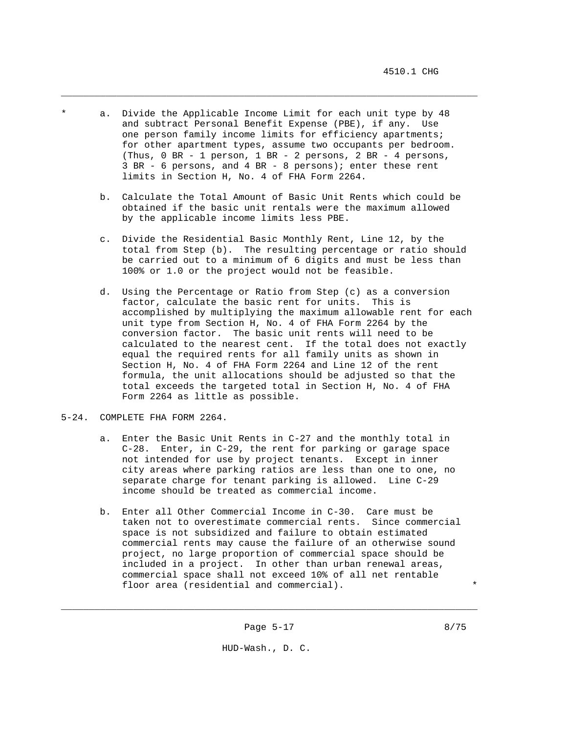\* a. Divide the Applicable Income Limit for each unit type by 48 and subtract Personal Benefit Expense (PBE), if any. Use one person family income limits for efficiency apartments; for other apartment types, assume two occupants per bedroom. (Thus, 0 BR - 1 person, 1 BR - 2 persons, 2 BR - 4 persons, 3 BR - 6 persons, and 4 BR - 8 persons); enter these rent limits in Section H, No. 4 of FHA Form 2264.

b. Calculate the Total Amount of Basic Unit Rents which could be obtained if the basic unit rentals were the maximum allowed by the applicable income limits less PBE.

c. Divide the Residential Basic Monthly Rent, Line 12, by the total from Step (b). The resulting percentage or ratio should be carried out to a minimum of 6 digits and must be less than 100% or 1.0 or the project would not be feasible.

d. Using the Percentage or Ratio from Step (c) as a conversion factor, calculate the basic rent for units. This is accomplished by multiplying the maximum allowable rent for each unit type from Section H, No. 4 of FHA Form 2264 by the conversion factor. The basic unit rents will need to be calculated to the nearest cent. If the total does not exactly equal the required rents for all family units as shown in Section H, No. 4 of FHA Form 2264 and Line 12 of the rent formula, the unit allocations should be adjusted so that the total exceeds the targeted total in Section H, No. 4 of FHA Form 2264 as little as possible.

## 5-24. COMPLETE FHA FORM 2264.

a. Enter the Basic Unit Rents in C-27 and the monthly total in C-28. Enter, in C-29, the rent for parking or garage space not intended for use by project tenants. Except in inner city areas where parking ratios are less than one to one, no separate charge for tenant parking is allowed. Line C-29 income should be treated as commercial income.

b. Enter all Other Commercial Income in C-30. Care must be taken not to overestimate commercial rents. Since commercial space is not subsidized and failure to obtain estimated commercial rents may cause the failure of an otherwise sound project, no large proportion of commercial space should be included in a project. In other than urban renewal areas, commercial space shall not exceed 10% of all net rentable floor area (residential and commercial). \*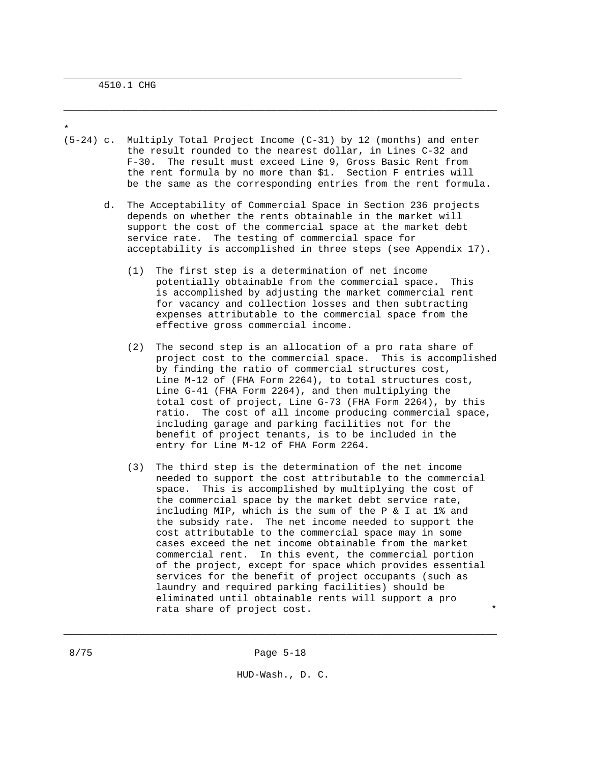*

(5-24) c. Multiply Total Project Income (C-31) by 12 (months) and enter the result rounded to the nearest dollar, in Lines C-32 and F-30. The result must exceed Line 9, Gross Basic Rent from the rent formula by no more than $1. Section F entries will be the same as the corresponding entries from the rent formula.

d. The Acceptability of Commercial Space in Section 236 projects depends on whether the rents obtainable in the market will support the cost of the commercial space at the market debt service rate. The testing of commercial space for acceptability is accomplished in three steps (see Appendix 17).

(1) The first step is a determination of net income potentially obtainable from the commercial space. This is accomplished by adjusting the market commercial rent for vacancy and collection losses and then subtracting expenses attributable to the commercial space from the effective gross commercial income.

(2) The second step is an allocation of a pro rata share of project cost to the commercial space. This is accomplished by finding the ratio of commercial structures cost, Line M-12 of (FHA Form 2264), to total structures cost, Line G-41 (FHA Form 2264), and then multiplying the total cost of project, Line G-73 (FHA Form 2264), by this ratio. The cost of all income producing commercial space, including garage and parking facilities not for the benefit of project tenants, is to be included in the entry for Line M-12 of FHA Form 2264.

(3) The third step is the determination of the net income needed to support the cost attributable to the commercial space. This is accomplished by multiplying the cost of the commercial space by the market debt service rate, including MIP, which is the sum of the P & I at 1% and the subsidy rate. The net income needed to support the cost attributable to the commercial space may in some cases exceed the net income obtainable from the market commercial rent. In this event, the commercial portion of the project, except for space which provides essential services for the benefit of project occupants (such as laundry and required parking facilities) should be eliminated until obtainable rents will support a pro rata share of project cost. *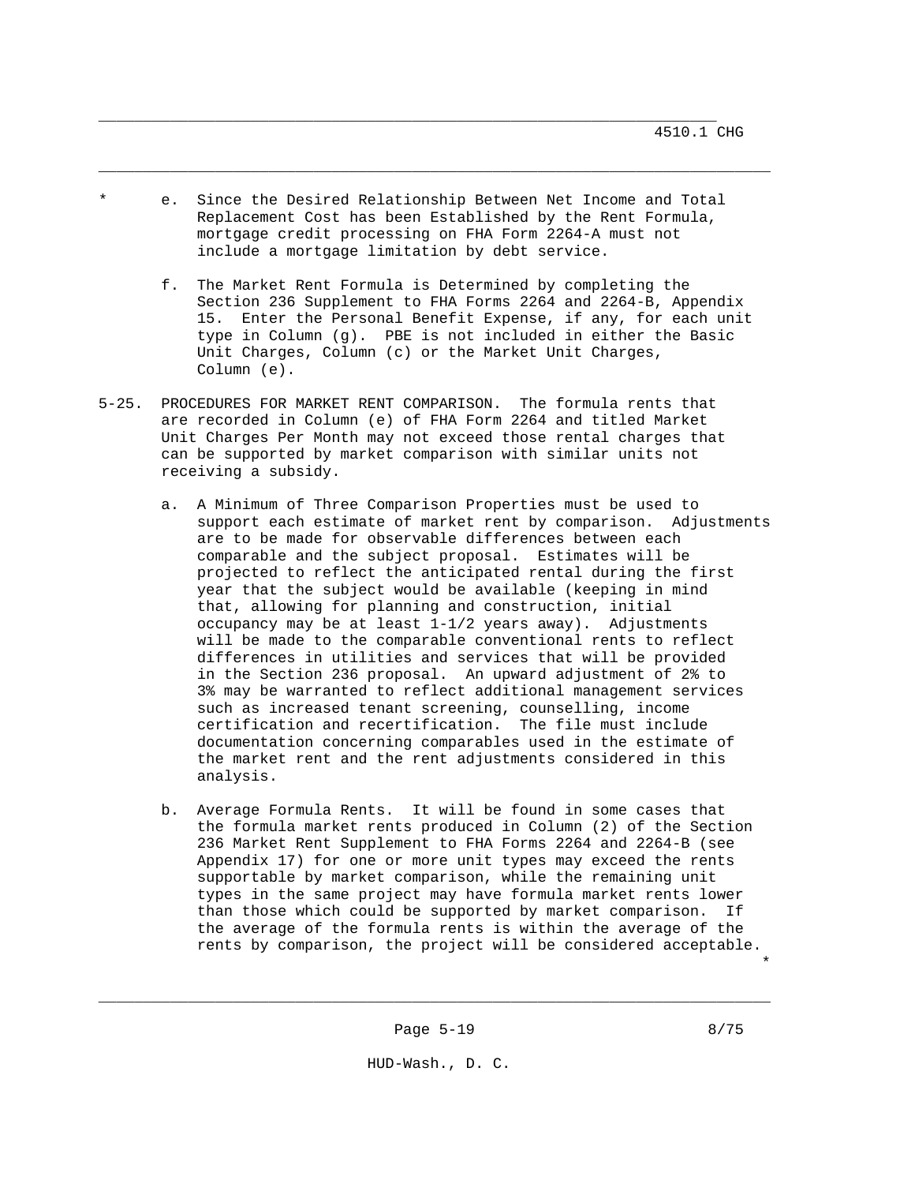* e. Since the Desired Relationship Between Net Income and Total Replacement Cost has been Established by the Rent Formula, mortgage credit processing on FHA Form 2264-A must not include a mortgage limitation by debt service.

f. The Market Rent Formula is Determined by completing the Section 236 Supplement to FHA Forms 2264 and 2264-B, Appendix 15. Enter the Personal Benefit Expense, if any, for each unit type in Column (g). PBE is not included in either the Basic Unit Charges, Column (c) or the Market Unit Charges, Column (e).

5-25. PROCEDURES FOR MARKET RENT COMPARISON. The formula rents that are recorded in Column (e) of FHA Form 2264 and titled Market Unit Charges Per Month may not exceed those rental charges that can be supported by market comparison with similar units not receiving a subsidy.

a. A Minimum of Three Comparison Properties must be used to support each estimate of market rent by comparison. Adjustments are to be made for observable differences between each comparable and the subject proposal. Estimates will be projected to reflect the anticipated rental during the first year that the subject would be available (keeping in mind that, allowing for planning and construction, initial occupancy may be at least 1-1/2 years away). Adjustments will be made to the comparable conventional rents to reflect differences in utilities and services that will be provided in the Section 236 proposal. An upward adjustment of 2% to 3% may be warranted to reflect additional management services such as increased tenant screening, counselling, income certification and recertification. The file must include documentation concerning comparables used in the estimate of the market rent and the rent adjustments considered in this analysis.

b. Average Formula Rents. It will be found in some cases that the formula market rents produced in Column (2) of the Section 236 Market Rent Supplement to FHA Forms 2264 and 2264-B (see Appendix 17) for one or more unit types may exceed the rents supportable by market comparison, while the remaining unit types in the same project may have formula market rents lower than those which could be supported by market comparison. If the average of the formula rents is within the average of the rents by comparison, the project will be considered acceptable. *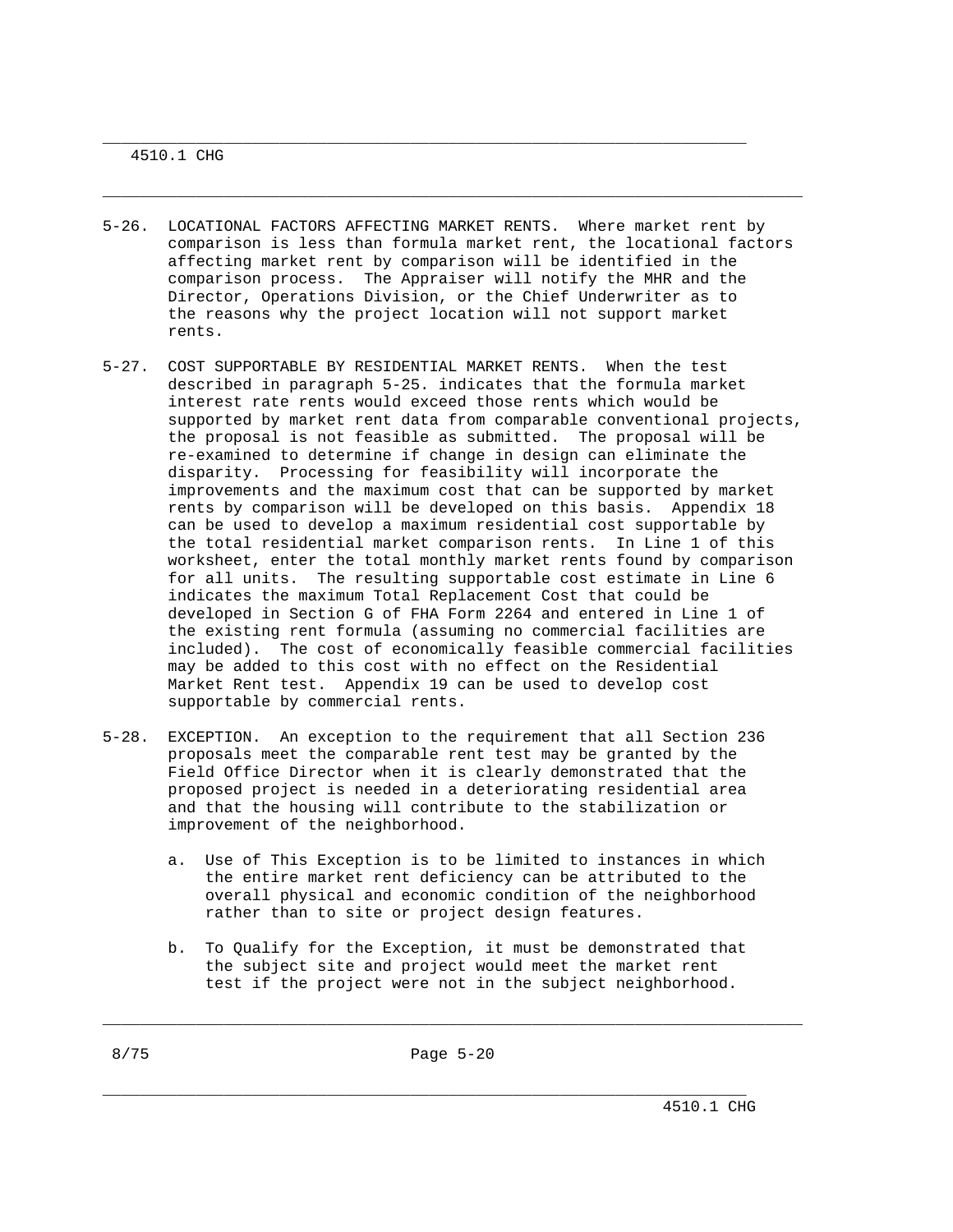5-26. LOCATIONAL FACTORS AFFECTING MARKET RENTS. Where market rent by comparison is less than formula market rent, the locational factors affecting market rent by comparison will be identified in the comparison process. The Appraiser will notify the MHR and the Director, Operations Division, or the Chief Underwriter as to the reasons why the project location will not support market rents.

5-27. COST SUPPORTABLE BY RESIDENTIAL MARKET RENTS. When the test described in paragraph 5-25. indicates that the formula market interest rate rents would exceed those rents which would be supported by market rent data from comparable conventional projects, the proposal is not feasible as submitted. The proposal will be re-examined to determine if change in design can eliminate the disparity. Processing for feasibility will incorporate the improvements and the maximum cost that can be supported by market rents by comparison will be developed on this basis. Appendix 18 can be used to develop a maximum residential cost supportable by the total residential market comparison rents. In Line 1 of this worksheet, enter the total monthly market rents found by comparison for all units. The resulting supportable cost estimate in Line 6 indicates the maximum Total Replacement Cost that could be developed in Section G of FHA Form 2264 and entered in Line 1 of the existing rent formula (assuming no commercial facilities are included). The cost of economically feasible commercial facilities may be added to this cost with no effect on the Residential Market Rent test. Appendix 19 can be used to develop cost supportable by commercial rents.

5-28. EXCEPTION. An exception to the requirement that all Section 236 proposals meet the comparable rent test may be granted by the Field Office Director when it is clearly demonstrated that the proposed project is needed in a deteriorating residential area and that the housing will contribute to the stabilization or improvement of the neighborhood.

a. Use of This Exception is to be limited to instances in which the entire market rent deficiency can be attributed to the overall physical and economic condition of the neighborhood rather than to site or project design features.

b. To Qualify for the Exception, it must be demonstrated that the subject site and project would meet the market rent test if the project were not in the subject neighborhood.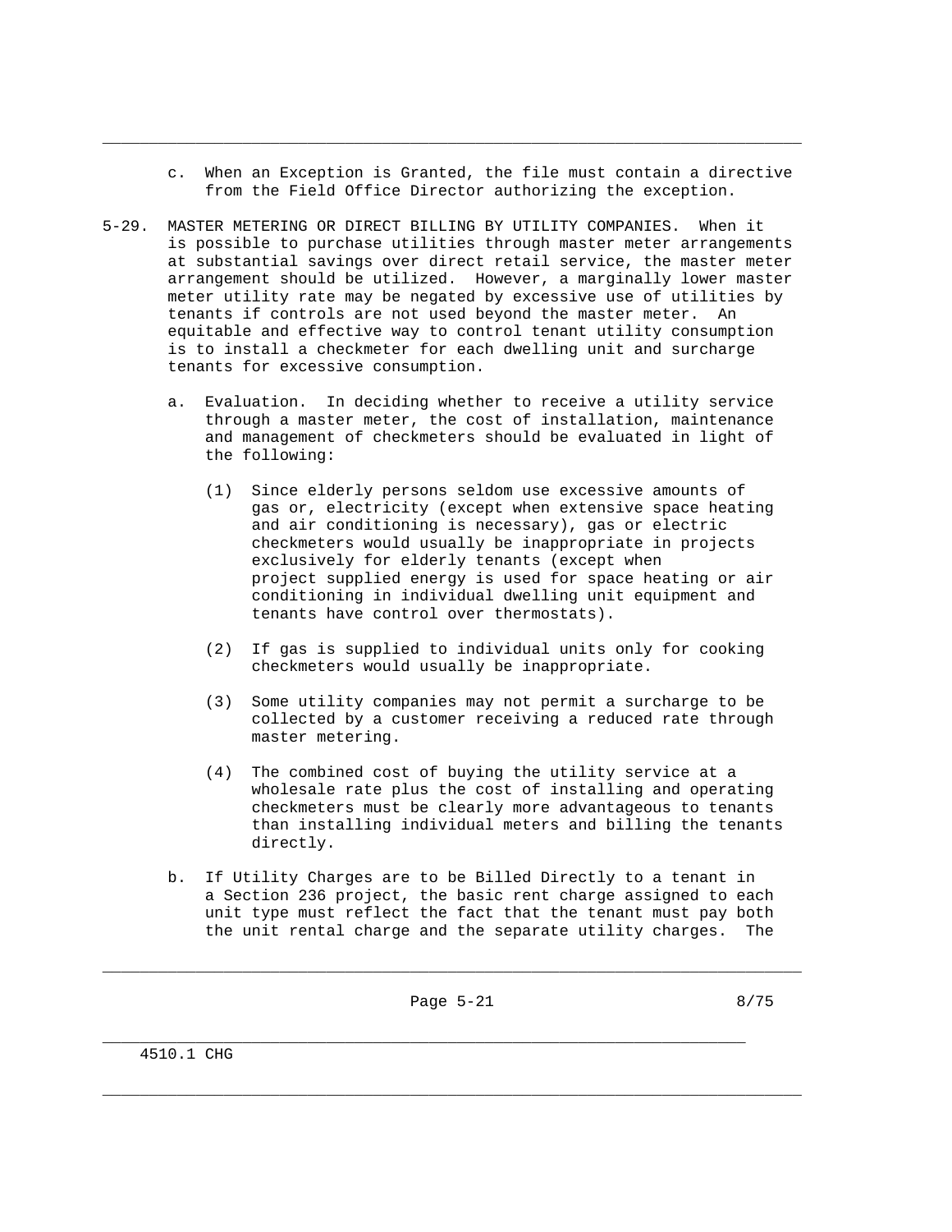c. When an Exception is Granted, the file must contain a directive from the Field Office Director authorizing the exception.

5-29. MASTER METERING OR DIRECT BILLING BY UTILITY COMPANIES. When it is possible to purchase utilities through master meter arrangements at substantial savings over direct retail service, the master meter arrangement should be utilized. However, a marginally lower master meter utility rate may be negated by excessive use of utilities by tenants if controls are not used beyond the master meter. An equitable and effective way to control tenant utility consumption is to install a checkmeter for each dwelling unit and surcharge tenants for excessive consumption.

a. Evaluation. In deciding whether to receive a utility service through a master meter, the cost of installation, maintenance and management of checkmeters should be evaluated in light of the following:

(1) Since elderly persons seldom use excessive amounts of gas or, electricity (except when extensive space heating and air conditioning is necessary), gas or electric checkmeters would usually be inappropriate in projects exclusively for elderly tenants (except when project supplied energy is used for space heating or air conditioning in individual dwelling unit equipment and tenants have control over thermostats).

(2) If gas is supplied to individual units only for cooking checkmeters would usually be inappropriate.

(3) Some utility companies may not permit a surcharge to be collected by a customer receiving a reduced rate through master metering.

(4) The combined cost of buying the utility service at a wholesale rate plus the cost of installing and operating checkmeters must be clearly more advantageous to tenants than installing individual meters and billing the tenants directly.

b. If Utility Charges are to be Billed Directly to a tenant in a Section 236 project, the basic rent charge assigned to each unit type must reflect the fact that the tenant must pay both the unit rental charge and the separate utility charges. The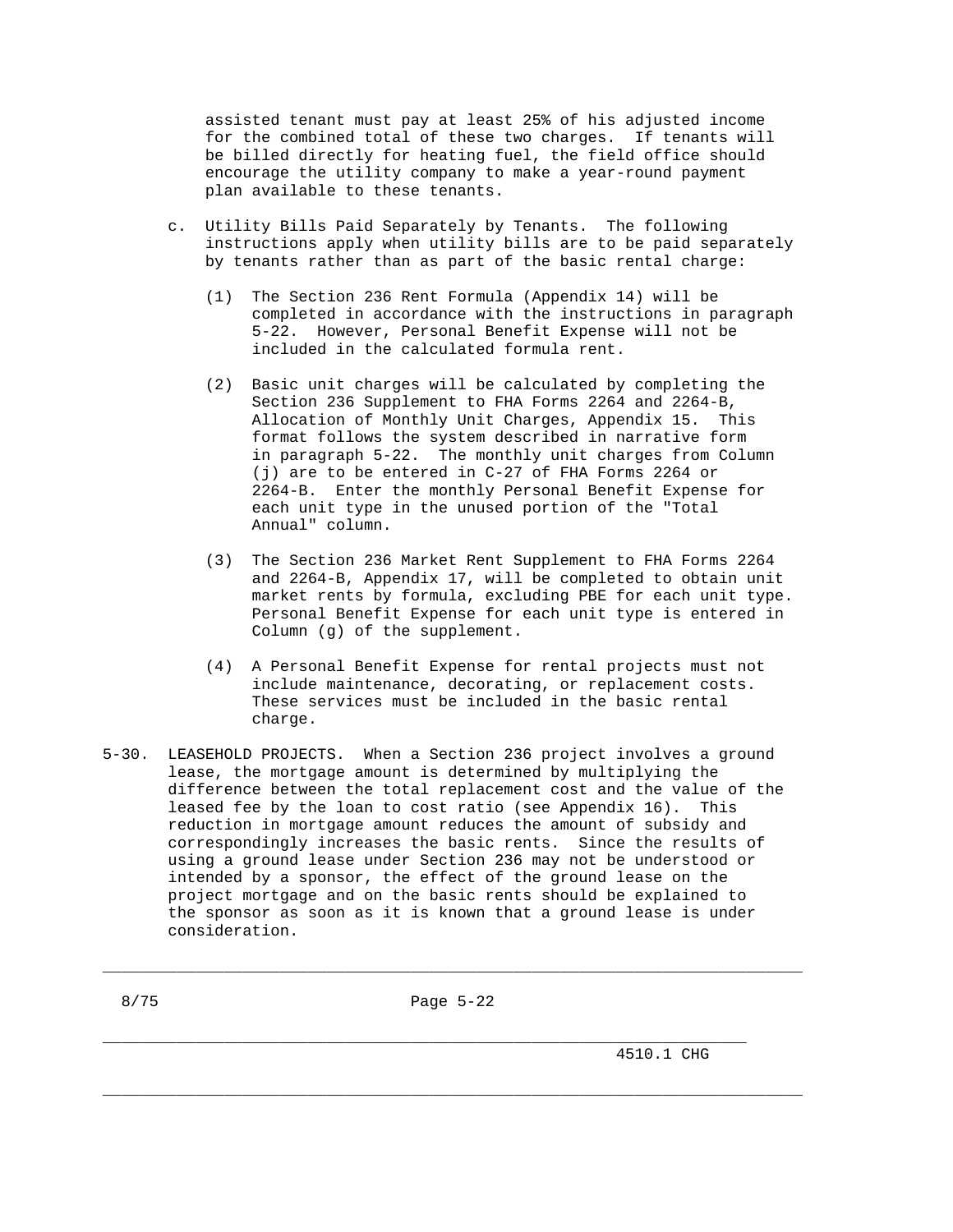assisted tenant must pay at least 25% of his adjusted income for the combined total of these two charges. If tenants will be billed directly for heating fuel, the field office should encourage the utility company to make a year-round payment plan available to these tenants.

c. Utility Bills Paid Separately by Tenants. The following instructions apply when utility bills are to be paid separately by tenants rather than as part of the basic rental charge:

   (1) The Section 236 Rent Formula (Appendix 14) will be completed in accordance with the instructions in paragraph 5-22. However, Personal Benefit Expense will not be included in the calculated formula rent.

   (2) Basic unit charges will be calculated by completing the Section 236 Supplement to FHA Forms 2264 and 2264-B, Allocation of Monthly Unit Charges, Appendix 15. This format follows the system described in narrative form in paragraph 5-22. The monthly unit charges from Column (j) are to be entered in C-27 of FHA Forms 2264 or 2264-B. Enter the monthly Personal Benefit Expense for each unit type in the unused portion of the "Total Annual" column.

   (3) The Section 236 Market Rent Supplement to FHA Forms 2264 and 2264-B, Appendix 17, will be completed to obtain unit market rents by formula, excluding PBE for each unit type. Personal Benefit Expense for each unit type is entered in Column (g) of the supplement.

   (4) A Personal Benefit Expense for rental projects must not include maintenance, decorating, or replacement costs. These services must be included in the basic rental charge.

5-30. LEASEHOLD PROJECTS. When a Section 236 project involves a ground lease, the mortgage amount is determined by multiplying the difference between the total replacement cost and the value of the leased fee by the loan to cost ratio (see Appendix 16). This reduction in mortgage amount reduces the amount of subsidy and correspondingly increases the basic rents. Since the results of using a ground lease under Section 236 may not be understood or intended by a sponsor, the effect of the ground lease on the project mortgage and on the basic rents should be explained to the sponsor as soon as it is known that a ground lease is under consideration.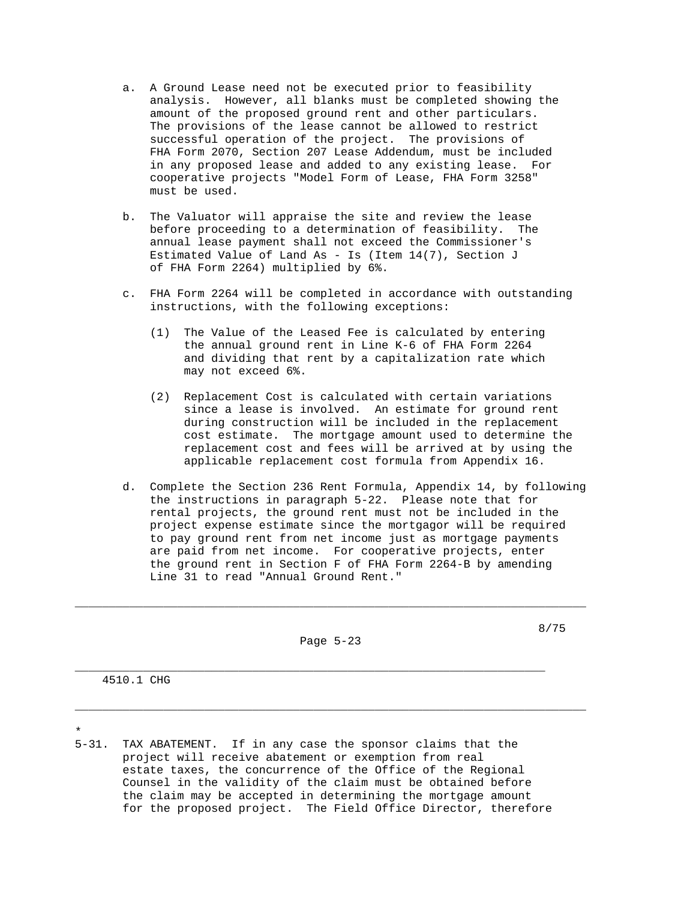a. A Ground Lease need not be executed prior to feasibility analysis. However, all blanks must be completed showing the amount of the proposed ground rent and other particulars. The provisions of the lease cannot be allowed to restrict successful operation of the project. The provisions of FHA Form 2070, Section 207 Lease Addendum, must be included in any proposed lease and added to any existing lease. For cooperative projects "Model Form of Lease, FHA Form 3258" must be used.

b. The Valuator will appraise the site and review the lease before proceeding to a determination of feasibility. The annual lease payment shall not exceed the Commissioner's Estimated Value of Land As - Is (Item 14(7), Section J of FHA Form 2264) multiplied by 6%.

c. FHA Form 2264 will be completed in accordance with outstanding instructions, with the following exceptions:

   (1) The Value of the Leased Fee is calculated by entering the annual ground rent in Line K-6 of FHA Form 2264 and dividing that rent by a capitalization rate which may not exceed 6%.

   (2) Replacement Cost is calculated with certain variations since a lease is involved. An estimate for ground rent during construction will be included in the replacement cost estimate. The mortgage amount used to determine the replacement cost and fees will be arrived at by using the applicable replacement cost formula from Appendix 16.

d. Complete the Section 236 Rent Formula, Appendix 14, by following the instructions in paragraph 5-22. Please note that for rental projects, the ground rent must not be included in the project expense estimate since the mortgagor will be required to pay ground rent from net income just as mortgage payments are paid from net income. For cooperative projects, enter the ground rent in Section F of FHA Form 2264-B by amending Line 31 to read "Annual Ground Rent."

*

5-31. TAX ABATEMENT. If in any case the sponsor claims that the project will receive abatement or exemption from real estate taxes, the concurrence of the Office of the Regional Counsel in the validity of the claim must be obtained before the claim may be accepted in determining the mortgage amount for the proposed project. The Field Office Director, therefore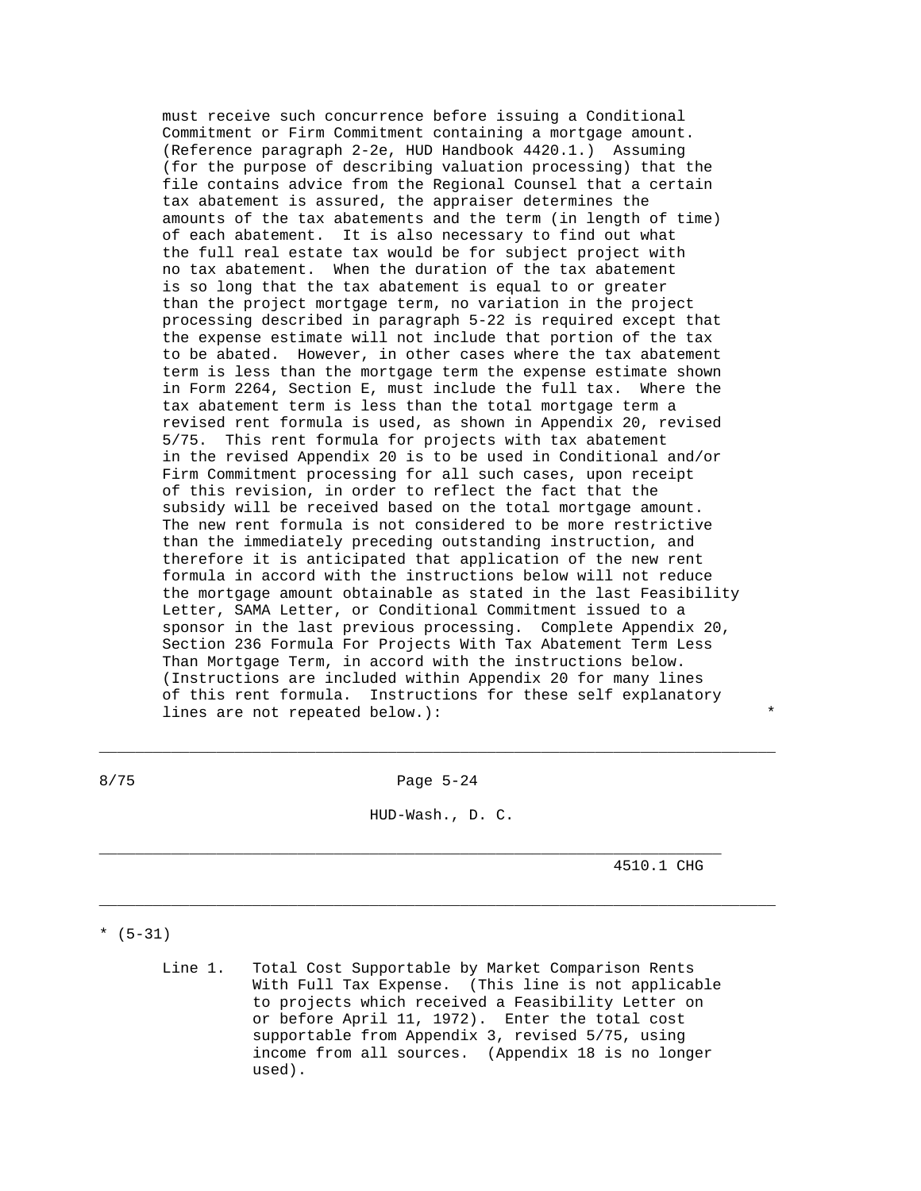must receive such concurrence before issuing a Conditional Commitment or Firm Commitment containing a mortgage amount. (Reference paragraph 2-2e, HUD Handbook 4420.1.) Assuming (for the purpose of describing valuation processing) that the file contains advice from the Regional Counsel that a certain tax abatement is assured, the appraiser determines the amounts of the tax abatements and the term (in length of time) of each abatement. It is also necessary to find out what the full real estate tax would be for subject project with no tax abatement. When the duration of the tax abatement is so long that the tax abatement is equal to or greater than the project mortgage term, no variation in the project processing described in paragraph 5-22 is required except that the expense estimate will not include that portion of the tax to be abated. However, in other cases where the tax abatement term is less than the mortgage term the expense estimate shown in Form 2264, Section E, must include the full tax. Where the tax abatement term is less than the total mortgage term a revised rent formula is used, as shown in Appendix 20, revised 5/75. This rent formula for projects with tax abatement in the revised Appendix 20 is to be used in Conditional and/or Firm Commitment processing for all such cases, upon receipt of this revision, in order to reflect the fact that the subsidy will be received based on the total mortgage amount. The new rent formula is not considered to be more restrictive than the immediately preceding outstanding instruction, and therefore it is anticipated that application of the new rent formula in accord with the instructions below will not reduce the mortgage amount obtainable as stated in the last Feasibility Letter, SAMA Letter, or Conditional Commitment issued to a sponsor in the last previous processing. Complete Appendix 20, Section 236 Formula For Projects With Tax Abatement Term Less Than Mortgage Term, in accord with the instructions below. (Instructions are included within Appendix 20 for many lines of this rent formula. Instructions for these self explanatory lines are not repeated below.): *

\* (5-31)

Line 1. Total Cost Supportable by Market Comparison Rents With Full Tax Expense. (This line is not applicable to projects which received a Feasibility Letter on or before April 11, 1972). Enter the total cost supportable from Appendix 3, revised 5/75, using income from all sources. (Appendix 18 is no longer used).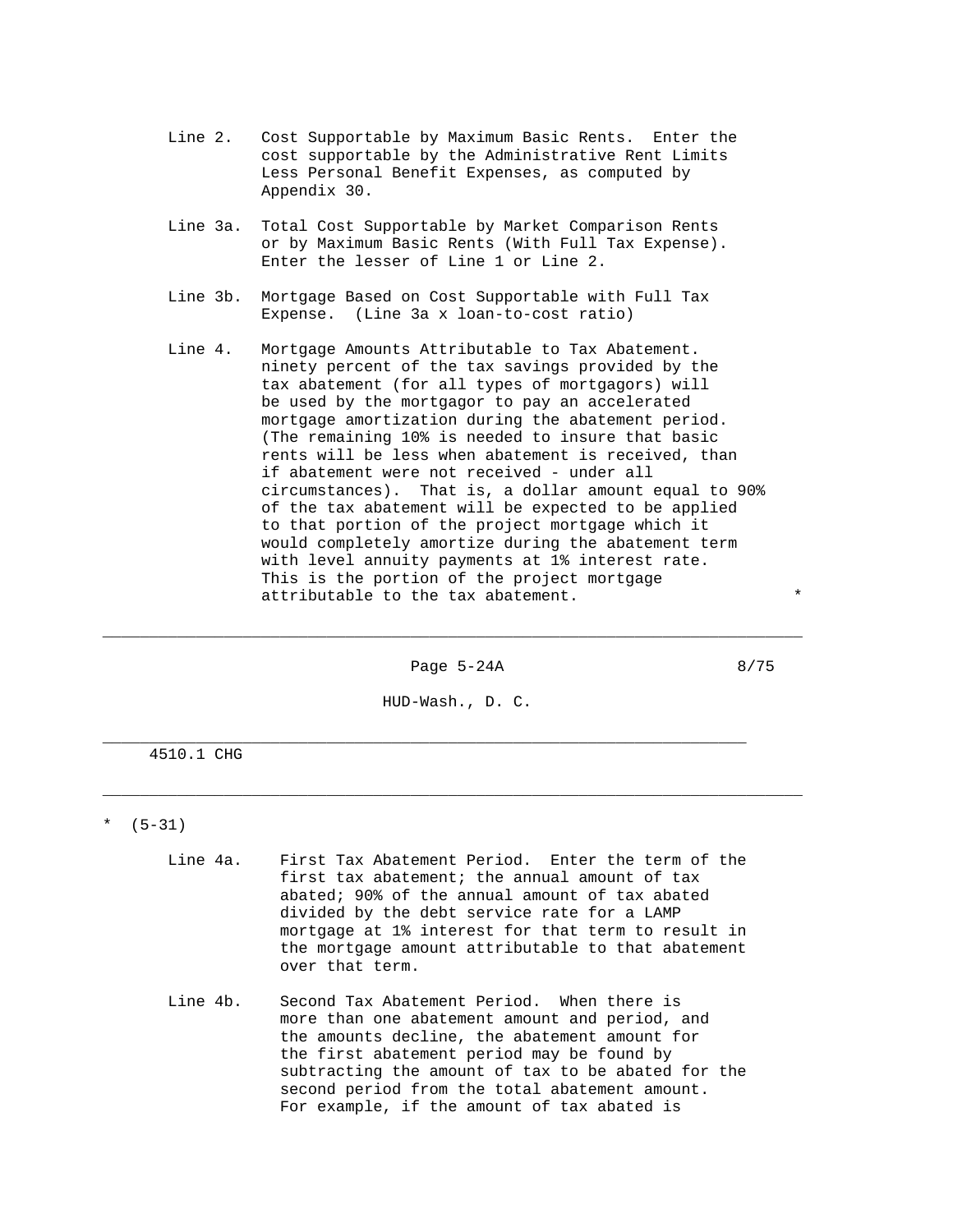Line 2. Cost Supportable by Maximum Basic Rents. Enter the cost supportable by the Administrative Rent Limits Less Personal Benefit Expenses, as computed by Appendix 30.

Line 3a. Total Cost Supportable by Market Comparison Rents or by Maximum Basic Rents (With Full Tax Expense). Enter the lesser of Line 1 or Line 2.

Line 3b. Mortgage Based on Cost Supportable with Full Tax Expense. (Line 3a x loan-to-cost ratio)

Line 4. Mortgage Amounts Attributable to Tax Abatement. ninety percent of the tax savings provided by the tax abatement (for all types of mortgagors) will be used by the mortgagor to pay an accelerated mortgage amortization during the abatement period. (The remaining 10% is needed to insure that basic rents will be less when abatement is received, than if abatement were not received - under all circumstances). That is, a dollar amount equal to 90% of the tax abatement will be expected to be applied to that portion of the project mortgage which it would completely amortize during the abatement term with level annuity payments at 1% interest rate. This is the portion of the project mortgage attributable to the tax abatement. *

---

4510.1 CHG

---

\* (5-31)

Line 4a. First Tax Abatement Period. Enter the term of the first tax abatement; the annual amount of tax abated; 90% of the annual amount of tax abated divided by the debt service rate for a LAMP mortgage at 1% interest for that term to result in the mortgage amount attributable to that abatement over that term.

Line 4b. Second Tax Abatement Period. When there is more than one abatement amount and period, and the amounts decline, the abatement amount for the first abatement period may be found by subtracting the amount of tax to be abated for the second period from the total abatement amount. For example, if the amount of tax abated is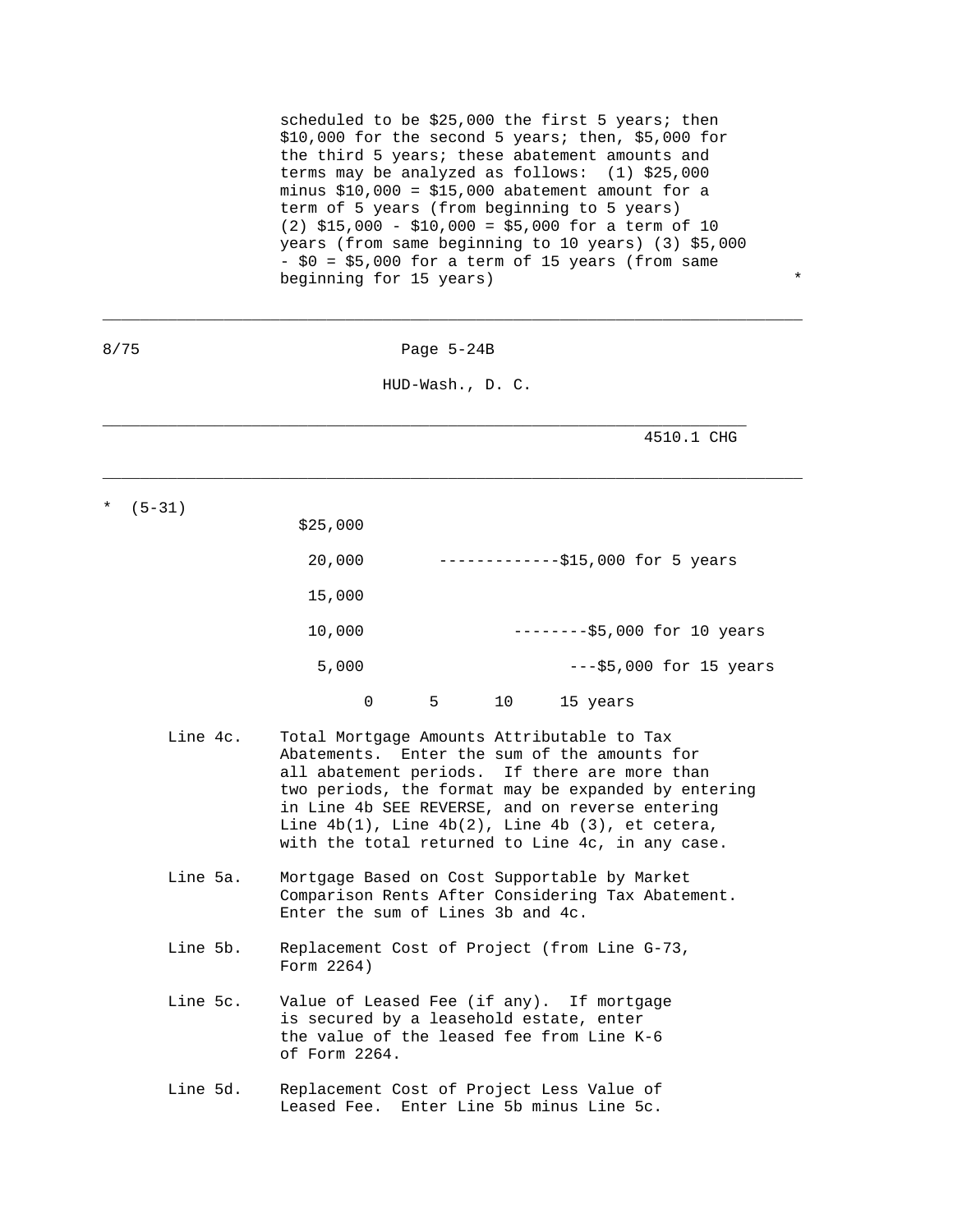scheduled to be $25,000 the first 5 years; then $10,000 for the second 5 years; then, $5,000 for the third 5 years; these abatement amounts and terms may be analyzed as follows: (1) $25,000 minus $10,000 = $15,000 abatement amount for a term of 5 years (from beginning to 5 years) (2) $15,000 - $10,000 = $5,000 for a term of 10 years (from same beginning to 10 years) (3) $5,000 - $0 = $5,000 for a term of 15 years (from same beginning for 15 years) *

\* (5-31)

```
$25,000

 20,000       -------------$15,000 for 5 years

 15,000

 10,000               --------$5,000 for 10 years

  5,000                     ---$5,000 for 15 years

       0      5      10     15 years
```

Line 4c. Total Mortgage Amounts Attributable to Tax Abatements. Enter the sum of the amounts for all abatement periods. If there are more than two periods, the format may be expanded by entering in Line 4b SEE REVERSE, and on reverse entering Line 4b(1), Line 4b(2), Line 4b (3), et cetera, with the total returned to Line 4c, in any case.

Line 5a. Mortgage Based on Cost Supportable by Market Comparison Rents After Considering Tax Abatement. Enter the sum of Lines 3b and 4c.

Line 5b. Replacement Cost of Project (from Line G-73, Form 2264)

Line 5c. Value of Leased Fee (if any). If mortgage is secured by a leasehold estate, enter the value of the leased fee from Line K-6 of Form 2264.

Line 5d. Replacement Cost of Project Less Value of Leased Fee. Enter Line 5b minus Line 5c.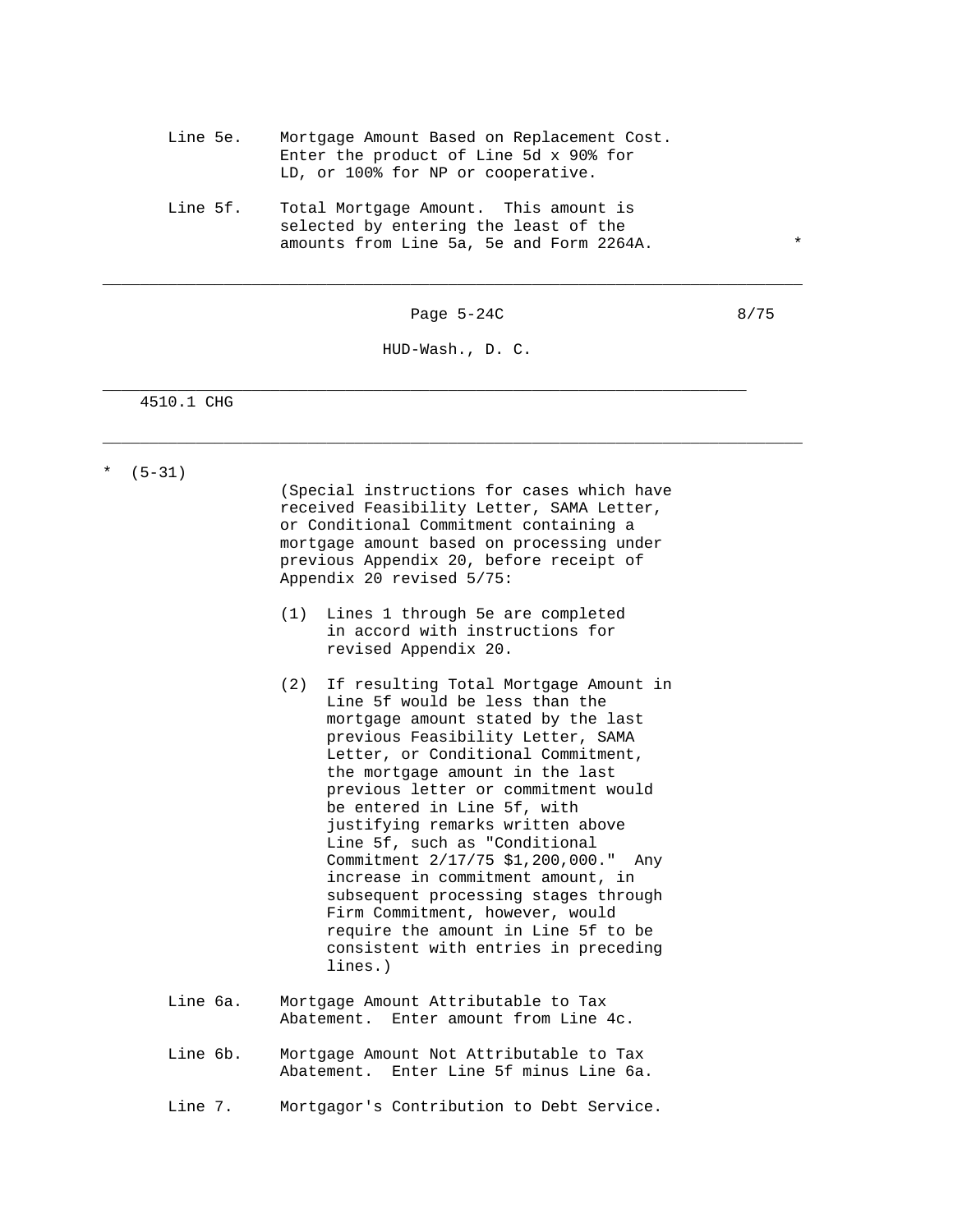Line 5e. Mortgage Amount Based on Replacement Cost. Enter the product of Line 5d x 90% for LD, or 100% for NP or cooperative.

Line 5f. Total Mortgage Amount. This amount is selected by entering the least of the amounts from Line 5a, 5e and Form 2264A. *

---

\* (5-31)

(Special instructions for cases which have received Feasibility Letter, SAMA Letter, or Conditional Commitment containing a mortgage amount based on processing under previous Appendix 20, before receipt of Appendix 20 revised 5/75:

(1) Lines 1 through 5e are completed in accord with instructions for revised Appendix 20.

(2) If resulting Total Mortgage Amount in Line 5f would be less than the mortgage amount stated by the last previous Feasibility Letter, SAMA Letter, or Conditional Commitment, the mortgage amount in the last previous letter or commitment would be entered in Line 5f, with justifying remarks written above Line 5f, such as "Conditional Commitment 2/17/75 $1,200,000." Any increase in commitment amount, in subsequent processing stages through Firm Commitment, however, would require the amount in Line 5f to be consistent with entries in preceding lines.)

Line 6a. Mortgage Amount Attributable to Tax Abatement. Enter amount from Line 4c.

Line 6b. Mortgage Amount Not Attributable to Tax Abatement. Enter Line 5f minus Line 6a.

Line 7. Mortgagor's Contribution to Debt Service.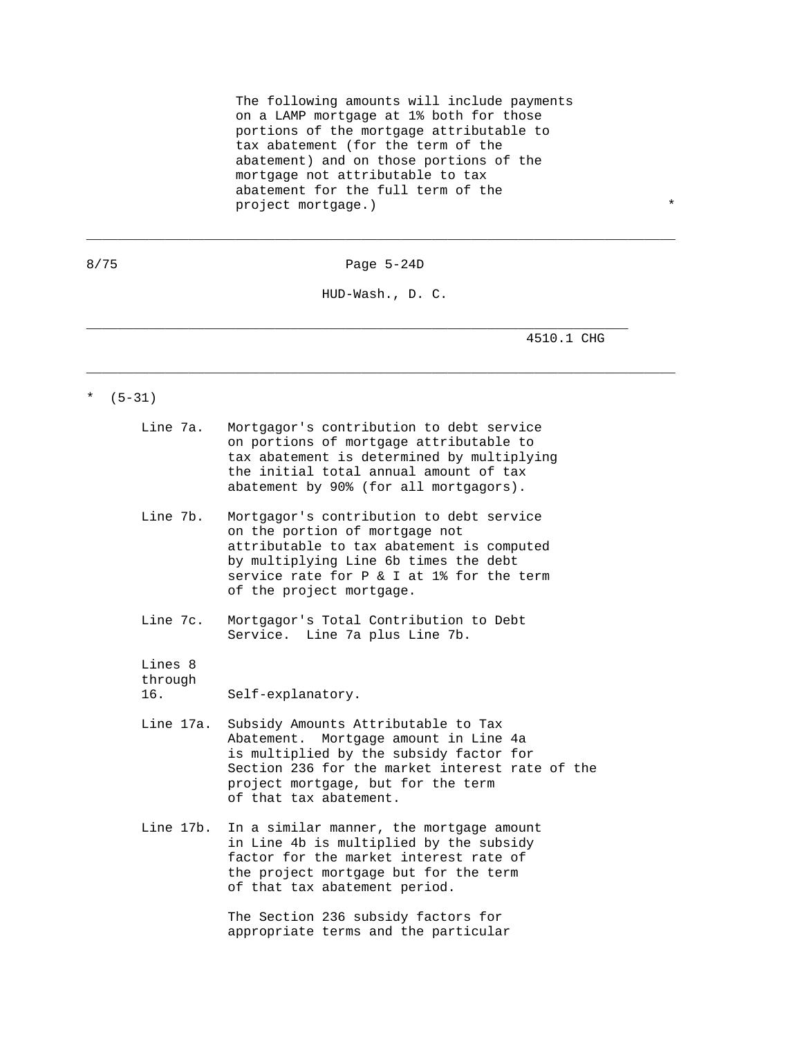The following amounts will include payments on a LAMP mortgage at 1% both for those portions of the mortgage attributable to tax abatement (for the term of the abatement) and on those portions of the mortgage not attributable to tax abatement for the full term of the project mortgage.) *

* (5-31)

Line 7a. Mortgagor's contribution to debt service on portions of mortgage attributable to tax abatement is determined by multiplying the initial total annual amount of tax abatement by 90% (for all mortgagors).

Line 7b. Mortgagor's contribution to debt service on the portion of mortgage not attributable to tax abatement is computed by multiplying Line 6b times the debt service rate for P & I at 1% for the term of the project mortgage.

Line 7c. Mortgagor's Total Contribution to Debt Service. Line 7a plus Line 7b.

Lines 8 through 16. Self-explanatory.

Line 17a. Subsidy Amounts Attributable to Tax Abatement. Mortgage amount in Line 4a is multiplied by the subsidy factor for Section 236 for the market interest rate of the project mortgage, but for the term of that tax abatement.

Line 17b. In a similar manner, the mortgage amount in Line 4b is multiplied by the subsidy factor for the market interest rate of the project mortgage but for the term of that tax abatement period.

The Section 236 subsidy factors for appropriate terms and the particular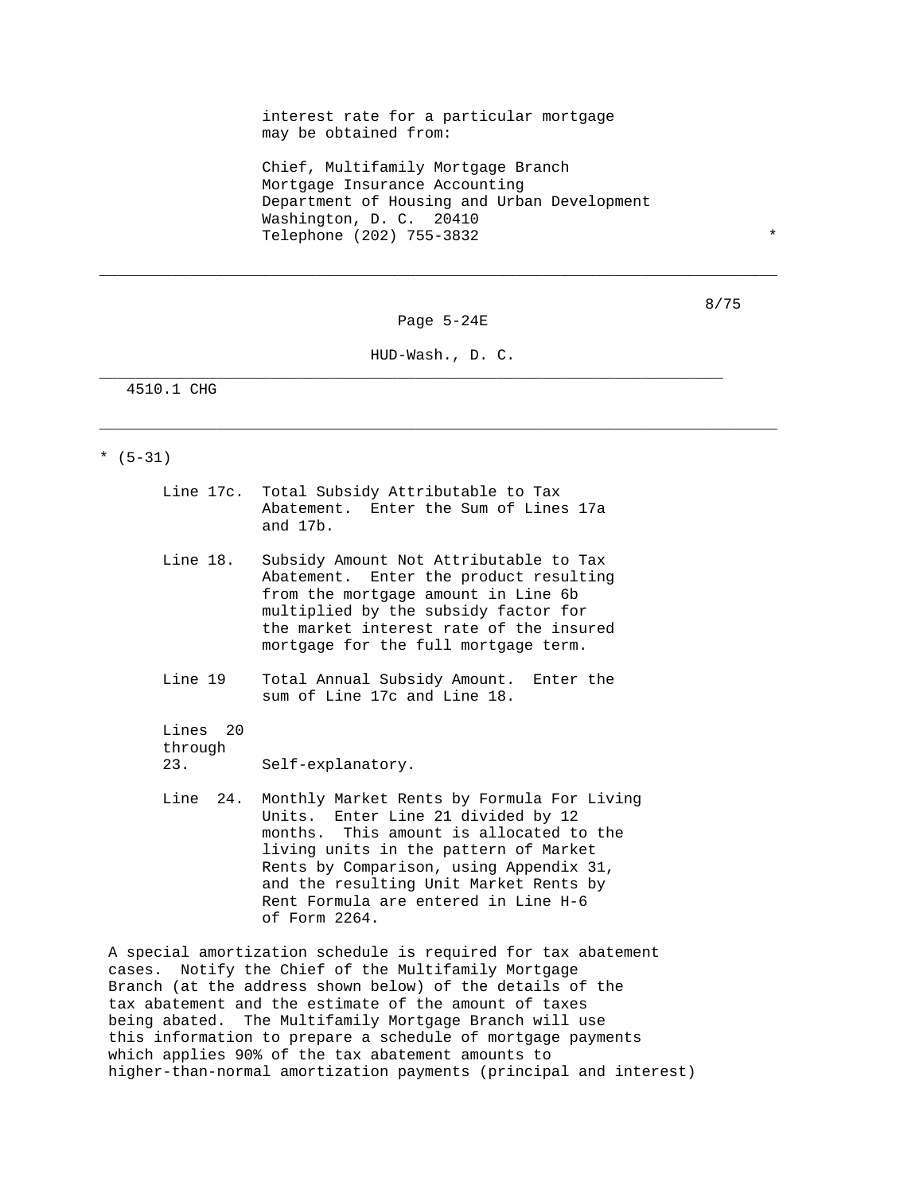interest rate for a particular mortgage may be obtained from:

Chief, Multifamily Mortgage Branch
Mortgage Insurance Accounting
Department of Housing and Urban Development
Washington, D. C. 20410
Telephone (202) 755-3832 *

* (5-31)

Line 17c. Total Subsidy Attributable to Tax Abatement. Enter the Sum of Lines 17a and 17b.

Line 18. Subsidy Amount Not Attributable to Tax Abatement. Enter the product resulting from the mortgage amount in Line 6b multiplied by the subsidy factor for the market interest rate of the insured mortgage for the full mortgage term.

Line 19 Total Annual Subsidy Amount. Enter the sum of Line 17c and Line 18.

Lines 20 through 23. Self-explanatory.

Line 24. Monthly Market Rents by Formula For Living Units. Enter Line 21 divided by 12 months. This amount is allocated to the living units in the pattern of Market Rents by Comparison, using Appendix 31, and the resulting Unit Market Rents by Rent Formula are entered in Line H-6 of Form 2264.

A special amortization schedule is required for tax abatement cases. Notify the Chief of the Multifamily Mortgage Branch (at the address shown below) of the details of the tax abatement and the estimate of the amount of taxes being abated. The Multifamily Mortgage Branch will use this information to prepare a schedule of mortgage payments which applies 90% of the tax abatement amounts to higher-than-normal amortization payments (principal and interest)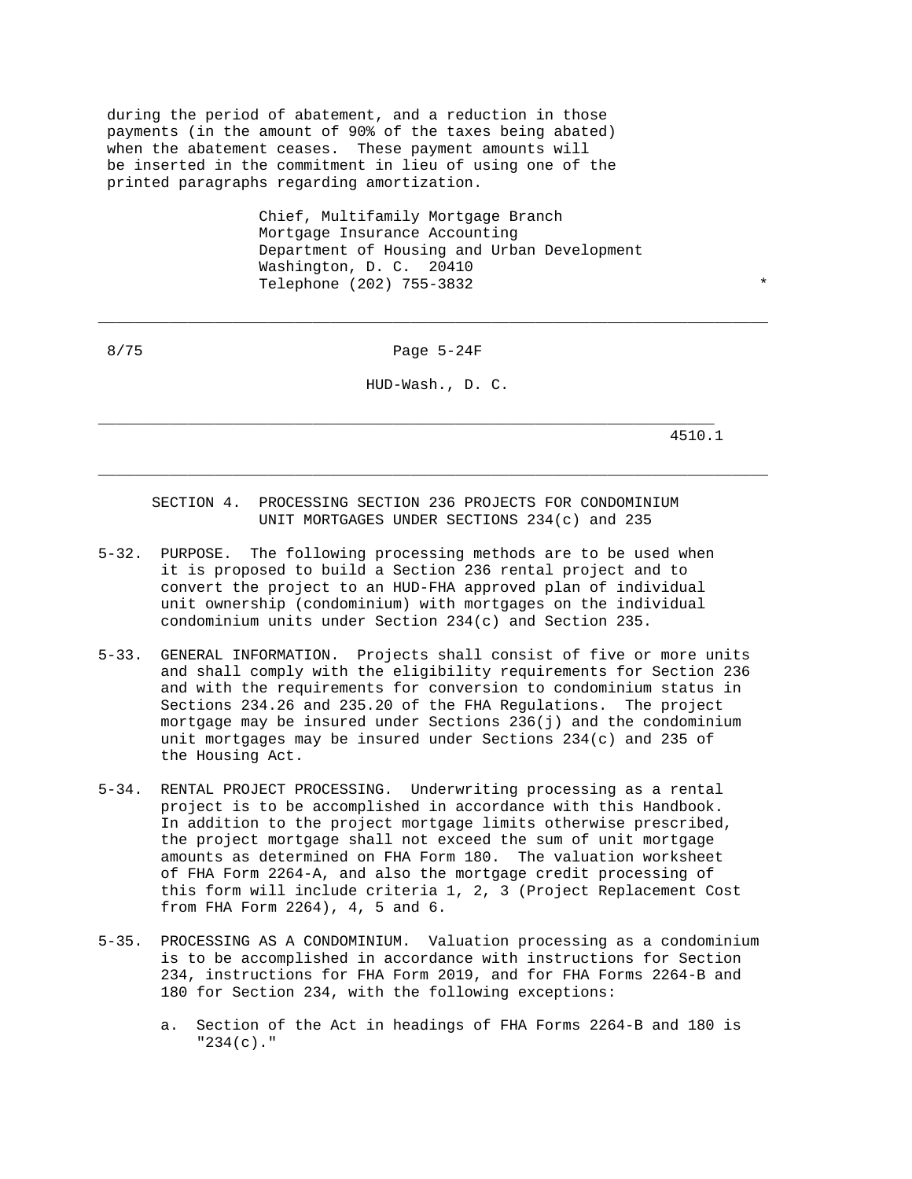during the period of abatement, and a reduction in those payments (in the amount of 90% of the taxes being abated) when the abatement ceases. These payment amounts will be inserted in the commitment in lieu of using one of the printed paragraphs regarding amortization.

Chief, Multifamily Mortgage Branch
Mortgage Insurance Accounting
Department of Housing and Urban Development
Washington, D. C. 20410
Telephone (202) 755-3832 *

---

## SECTION 4. PROCESSING SECTION 236 PROJECTS FOR CONDOMINIUM UNIT MORTGAGES UNDER SECTIONS 234(c) and 235

5-32. PURPOSE. The following processing methods are to be used when it is proposed to build a Section 236 rental project and to convert the project to an HUD-FHA approved plan of individual unit ownership (condominium) with mortgages on the individual condominium units under Section 234(c) and Section 235.

5-33. GENERAL INFORMATION. Projects shall consist of five or more units and shall comply with the eligibility requirements for Section 236 and with the requirements for conversion to condominium status in Sections 234.26 and 235.20 of the FHA Regulations. The project mortgage may be insured under Sections 236(j) and the condominium unit mortgages may be insured under Sections 234(c) and 235 of the Housing Act.

5-34. RENTAL PROJECT PROCESSING. Underwriting processing as a rental project is to be accomplished in accordance with this Handbook. In addition to the project mortgage limits otherwise prescribed, the project mortgage shall not exceed the sum of unit mortgage amounts as determined on FHA Form 180. The valuation worksheet of FHA Form 2264-A, and also the mortgage credit processing of this form will include criteria 1, 2, 3 (Project Replacement Cost from FHA Form 2264), 4, 5 and 6.

5-35. PROCESSING AS A CONDOMINIUM. Valuation processing as a condominium is to be accomplished in accordance with instructions for Section 234, instructions for FHA Form 2019, and for FHA Forms 2264-B and 180 for Section 234, with the following exceptions:

a. Section of the Act in headings of FHA Forms 2264-B and 180 is "234(c)."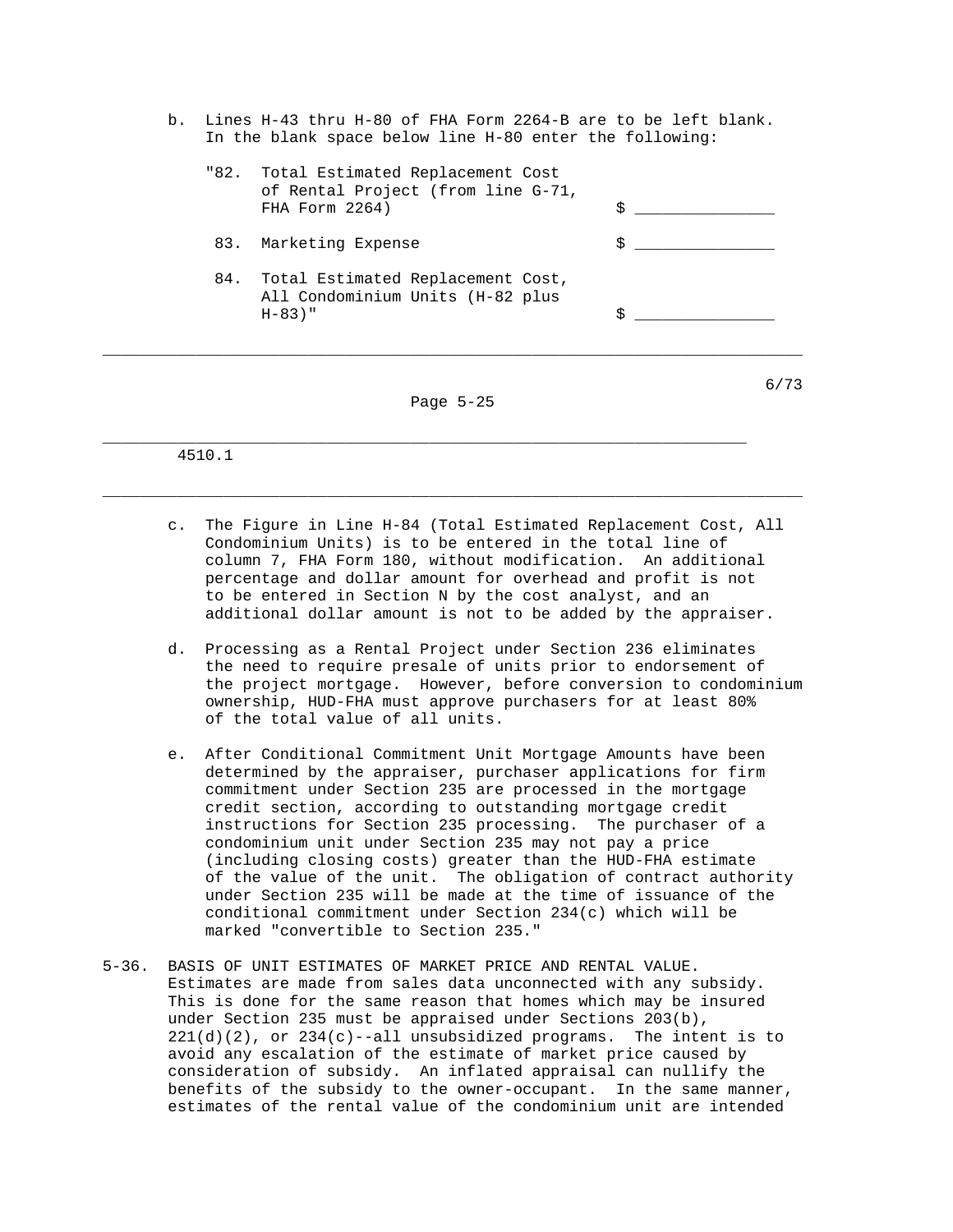b. Lines H-43 thru H-80 of FHA Form 2264-B are to be left blank. In the blank space below line H-80 enter the following:

| | | |
|---|---|---|
| "82. | Total Estimated Replacement Cost of Rental Project (from line G-71, FHA Form 2264) | $ ______________ |
| 83. | Marketing Expense | $ ______________ |
| 84. | Total Estimated Replacement Cost, All Condominium Units (H-82 plus H-83)" | $ ______________ |

c. The Figure in Line H-84 (Total Estimated Replacement Cost, All Condominium Units) is to be entered in the total line of column 7, FHA Form 180, without modification. An additional percentage and dollar amount for overhead and profit is not to be entered in Section N by the cost analyst, and an additional dollar amount is not to be added by the appraiser.

d. Processing as a Rental Project under Section 236 eliminates the need to require presale of units prior to endorsement of the project mortgage. However, before conversion to condominium ownership, HUD-FHA must approve purchasers for at least 80% of the total value of all units.

e. After Conditional Commitment Unit Mortgage Amounts have been determined by the appraiser, purchaser applications for firm commitment under Section 235 are processed in the mortgage credit section, according to outstanding mortgage credit instructions for Section 235 processing. The purchaser of a condominium unit under Section 235 may not pay a price (including closing costs) greater than the HUD-FHA estimate of the value of the unit. The obligation of contract authority under Section 235 will be made at the time of issuance of the conditional commitment under Section 234(c) which will be marked "convertible to Section 235."

5-36. BASIS OF UNIT ESTIMATES OF MARKET PRICE AND RENTAL VALUE. Estimates are made from sales data unconnected with any subsidy. This is done for the same reason that homes which may be insured under Section 235 must be appraised under Sections 203(b), 221(d)(2), or 234(c)--all unsubsidized programs. The intent is to avoid any escalation of the estimate of market price caused by consideration of subsidy. An inflated appraisal can nullify the benefits of the subsidy to the owner-occupant. In the same manner, estimates of the rental value of the condominium unit are intended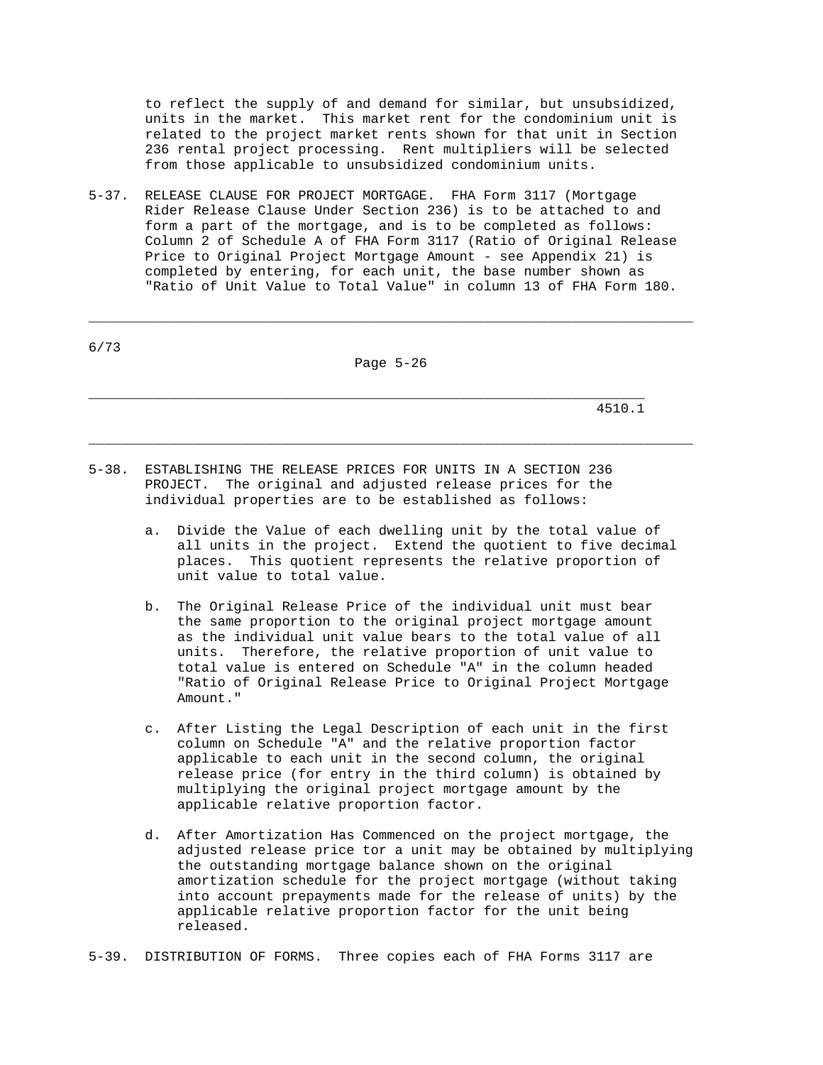to reflect the supply of and demand for similar, but unsubsidized, units in the market. This market rent for the condominium unit is related to the project market rents shown for that unit in Section 236 rental project processing. Rent multipliers will be selected from those applicable to unsubsidized condominium units.

5-37. RELEASE CLAUSE FOR PROJECT MORTGAGE. FHA Form 3117 (Mortgage Rider Release Clause Under Section 236) is to be attached to and form a part of the mortgage, and is to be completed as follows: Column 2 of Schedule A of FHA Form 3117 (Ratio of Original Release Price to Original Project Mortgage Amount - see Appendix 21) is completed by entering, for each unit, the base number shown as "Ratio of Unit Value to Total Value" in column 13 of FHA Form 180.

5-38. ESTABLISHING THE RELEASE PRICES FOR UNITS IN A SECTION 236 PROJECT. The original and adjusted release prices for the individual properties are to be established as follows:

a. Divide the Value of each dwelling unit by the total value of all units in the project. Extend the quotient to five decimal places. This quotient represents the relative proportion of unit value to total value.

b. The Original Release Price of the individual unit must bear the same proportion to the original project mortgage amount as the individual unit value bears to the total value of all units. Therefore, the relative proportion of unit value to total value is entered on Schedule "A" in the column headed "Ratio of Original Release Price to Original Project Mortgage Amount."

c. After Listing the Legal Description of each unit in the first column on Schedule "A" and the relative proportion factor applicable to each unit in the second column, the original release price (for entry in the third column) is obtained by multiplying the original project mortgage amount by the applicable relative proportion factor.

d. After Amortization Has Commenced on the project mortgage, the adjusted release price tor a unit may be obtained by multiplying the outstanding mortgage balance shown on the original amortization schedule for the project mortgage (without taking into account prepayments made for the release of units) by the applicable relative proportion factor for the unit being released.

5-39. DISTRIBUTION OF FORMS. Three copies each of FHA Forms 3117 are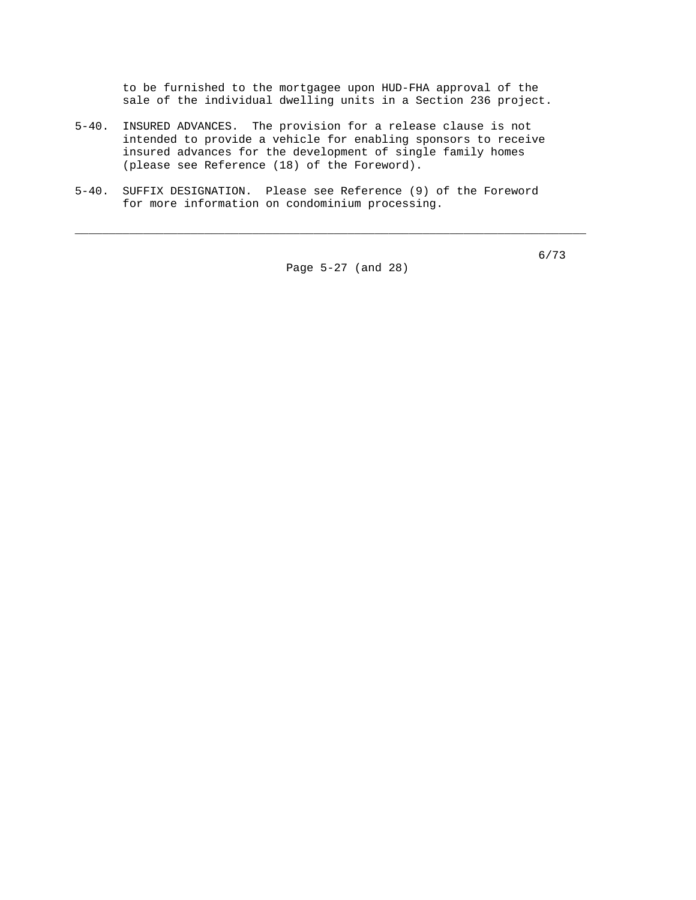to be furnished to the mortgagee upon HUD-FHA approval of the sale of the individual dwelling units in a Section 236 project.

5-40. INSURED ADVANCES. The provision for a release clause is not intended to provide a vehicle for enabling sponsors to receive insured advances for the development of single family homes (please see Reference (18) of the Foreword).

5-40. SUFFIX DESIGNATION. Please see Reference (9) of the Foreword for more information on condominium processing.